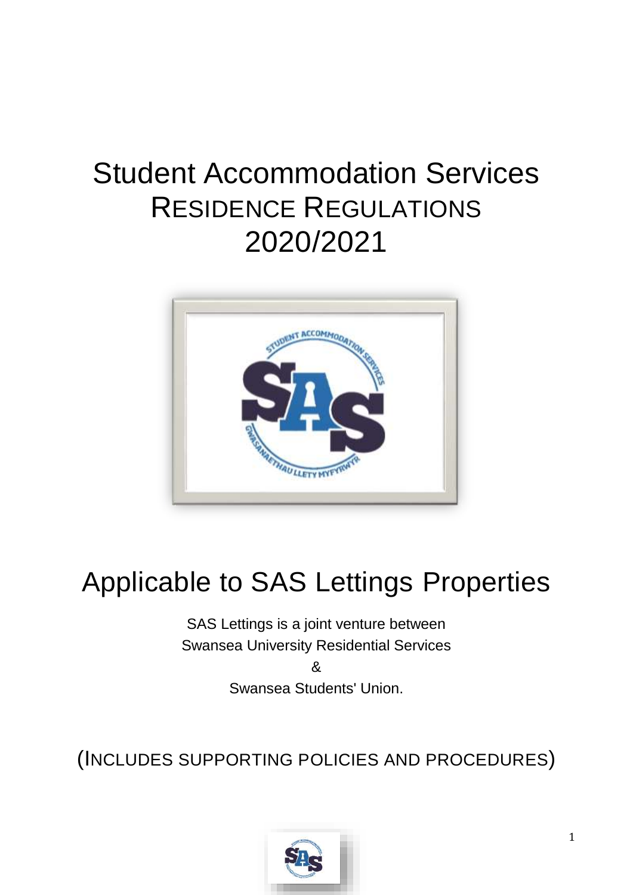# Student Accommodation Services
# RESIDENCE REGULATIONS
# 2020/2021

# Applicable to SAS Lettings Properties

SAS Lettings is a joint venture between
Swansea University Residential Services
&
Swansea Students' Union.

(INCLUDES SUPPORTING POLICIES AND PROCEDURES)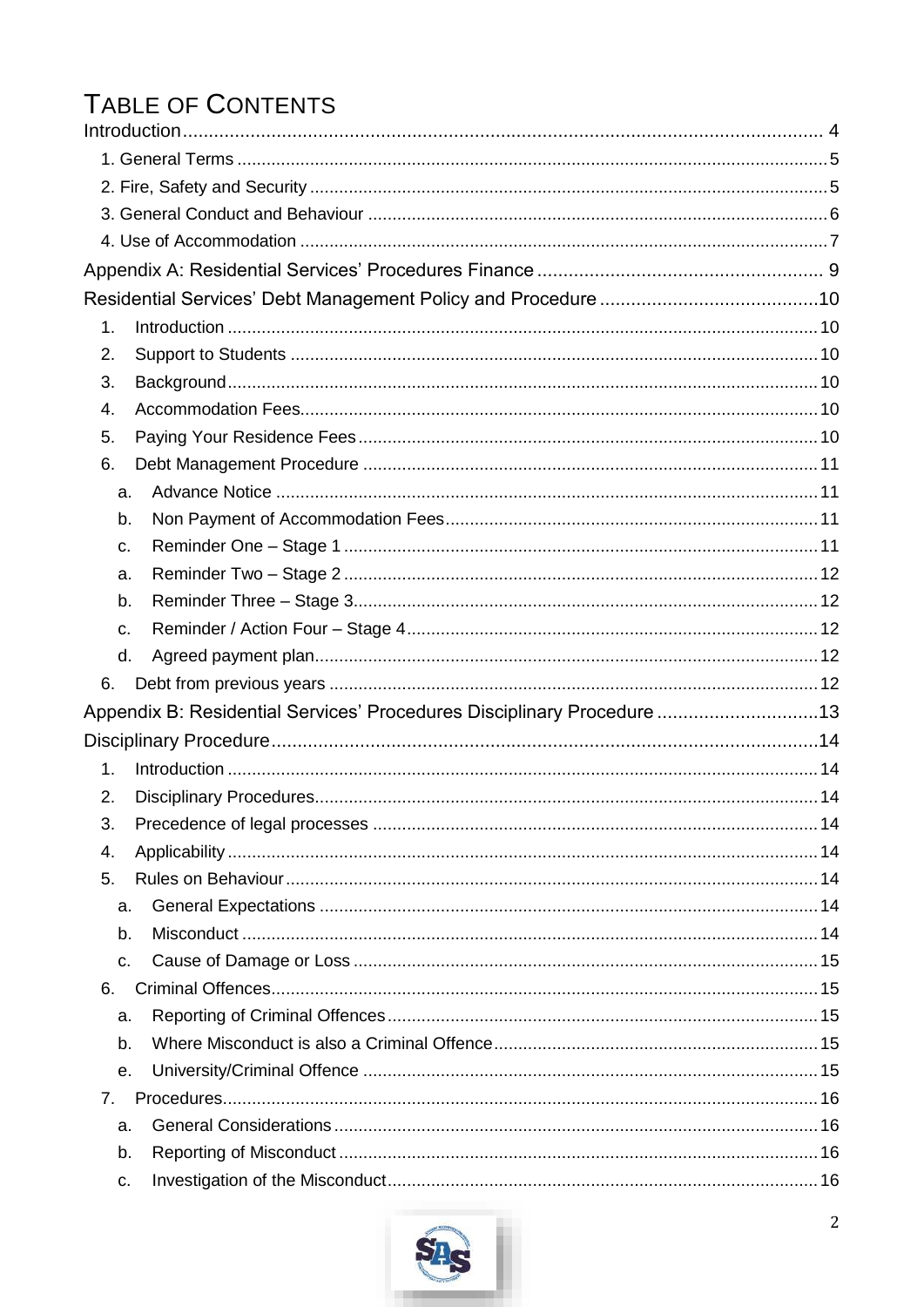# Table of Contents

Introduction .......... 4

- 1. General Terms .......... 5
- 2. Fire, Safety and Security .......... 5
- 3. General Conduct and Behaviour .......... 6
- 4. Use of Accommodation .......... 7

Appendix A: Residential Services' Procedures Finance .......... 9

Residential Services' Debt Management Policy and Procedure .......... 10

- 1. Introduction .......... 10
- 2. Support to Students .......... 10
- 3. Background .......... 10
- 4. Accommodation Fees .......... 10
- 5. Paying Your Residence Fees .......... 10
- 6. Debt Management Procedure .......... 11
  - a. Advance Notice .......... 11
  - b. Non Payment of Accommodation Fees .......... 11
  - c. Reminder One – Stage 1 .......... 11
  - a. Reminder Two – Stage 2 .......... 12
  - b. Reminder Three – Stage 3 .......... 12
  - c. Reminder / Action Four – Stage 4 .......... 12
  - d. Agreed payment plan .......... 12
- 6. Debt from previous years .......... 12

Appendix B: Residential Services' Procedures Disciplinary Procedure .......... 13

Disciplinary Procedure .......... 14

- 1. Introduction .......... 14
- 2. Disciplinary Procedures .......... 14
- 3. Precedence of legal processes .......... 14
- 4. Applicability .......... 14
- 5. Rules on Behaviour .......... 14
  - a. General Expectations .......... 14
  - b. Misconduct .......... 14
  - c. Cause of Damage or Loss .......... 15
- 6. Criminal Offences .......... 15
  - a. Reporting of Criminal Offences .......... 15
  - b. Where Misconduct is also a Criminal Offence .......... 15
  - e. University/Criminal Offence .......... 15
- 7. Procedures .......... 16
  - a. General Considerations .......... 16
  - b. Reporting of Misconduct .......... 16
  - c. Investigation of the Misconduct .......... 16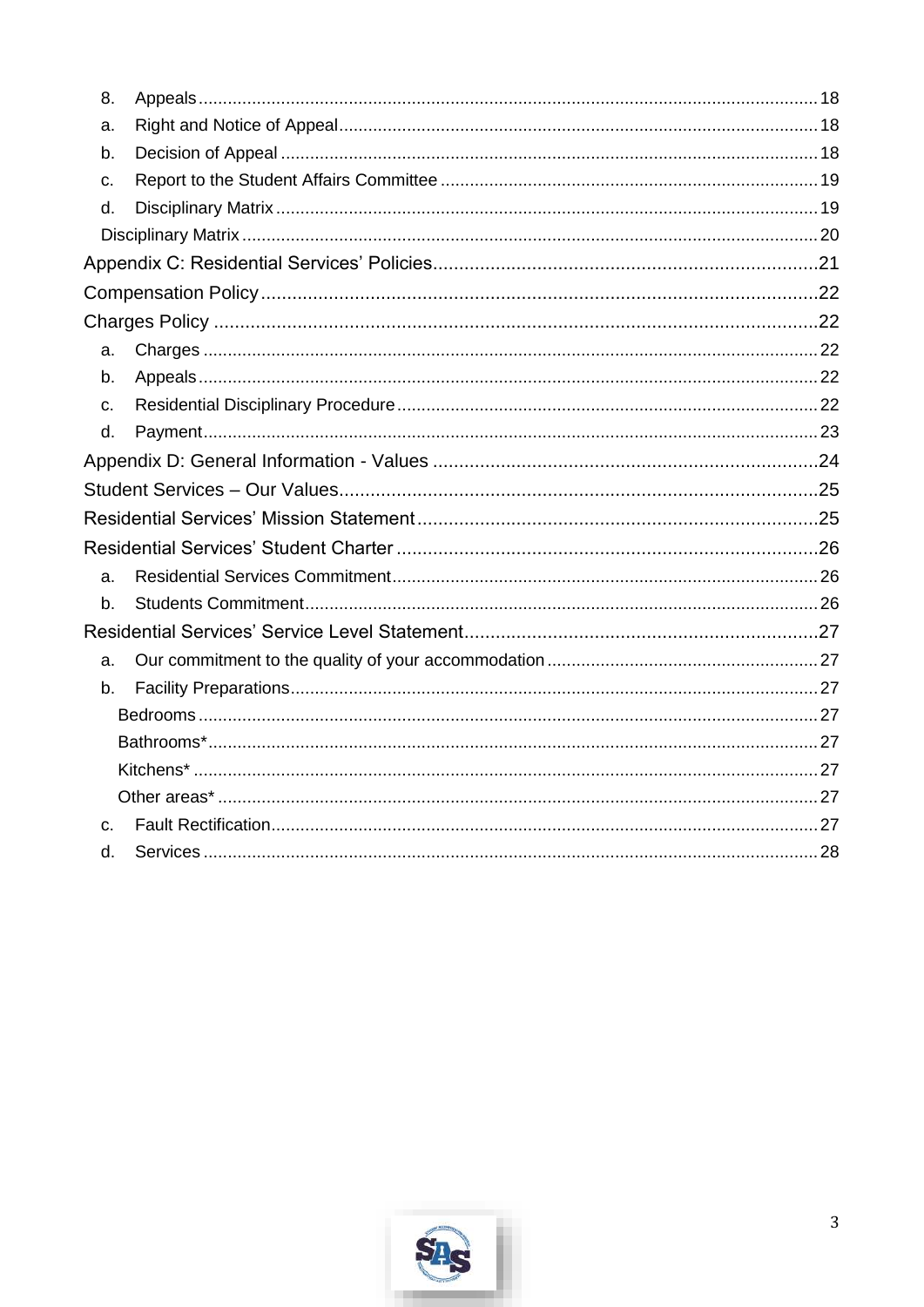8. Appeals .... 18
   a. Right and Notice of Appeal .... 18
   b. Decision of Appeal .... 18
   c. Report to the Student Affairs Committee .... 19
   d. Disciplinary Matrix .... 19

Disciplinary Matrix .... 20

Appendix C: Residential Services' Policies .... 21

Compensation Policy .... 22

Charges Policy .... 22

- a. Charges .... 22
- b. Appeals .... 22
- c. Residential Disciplinary Procedure .... 22
- d. Payment .... 23

Appendix D: General Information - Values .... 24

Student Services – Our Values .... 25

Residential Services' Mission Statement .... 25

Residential Services' Student Charter .... 26

- a. Residential Services Commitment .... 26
- b. Students Commitment .... 26

Residential Services' Service Level Statement .... 27

- a. Our commitment to the quality of your accommodation .... 27
- b. Facility Preparations .... 27
  - Bedrooms .... 27
  - Bathrooms* .... 27
  - Kitchens* .... 27
  - Other areas* .... 27
- c. Fault Rectification .... 27
- d. Services .... 28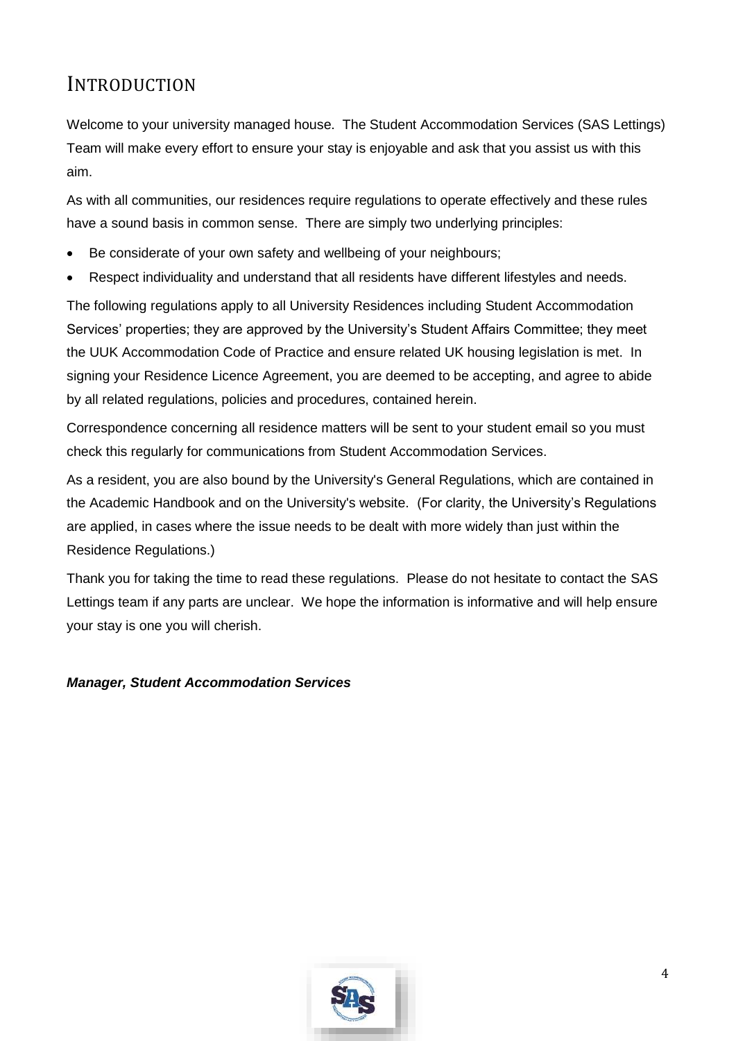# Introduction

Welcome to your university managed house. The Student Accommodation Services (SAS Lettings) Team will make every effort to ensure your stay is enjoyable and ask that you assist us with this aim.

As with all communities, our residences require regulations to operate effectively and these rules have a sound basis in common sense. There are simply two underlying principles:

- Be considerate of your own safety and wellbeing of your neighbours;
- Respect individuality and understand that all residents have different lifestyles and needs.

The following regulations apply to all University Residences including Student Accommodation Services' properties; they are approved by the University's Student Affairs Committee; they meet the UUK Accommodation Code of Practice and ensure related UK housing legislation is met. In signing your Residence Licence Agreement, you are deemed to be accepting, and agree to abide by all related regulations, policies and procedures, contained herein.

Correspondence concerning all residence matters will be sent to your student email so you must check this regularly for communications from Student Accommodation Services.

As a resident, you are also bound by the University's General Regulations, which are contained in the Academic Handbook and on the University's website. (For clarity, the University's Regulations are applied, in cases where the issue needs to be dealt with more widely than just within the Residence Regulations.)

Thank you for taking the time to read these regulations. Please do not hesitate to contact the SAS Lettings team if any parts are unclear. We hope the information is informative and will help ensure your stay is one you will cherish.

***Manager, Student Accommodation Services***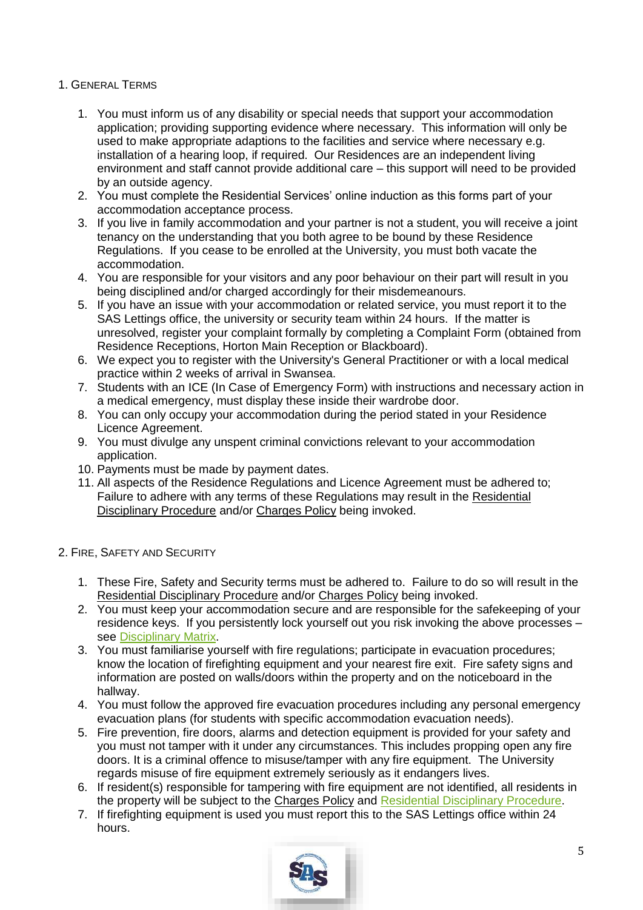## 1. General Terms

1. You must inform us of any disability or special needs that support your accommodation application; providing supporting evidence where necessary. This information will only be used to make appropriate adaptions to the facilities and service where necessary e.g. installation of a hearing loop, if required. Our Residences are an independent living environment and staff cannot provide additional care – this support will need to be provided by an outside agency.
2. You must complete the Residential Services' online induction as this forms part of your accommodation acceptance process.
3. If you live in family accommodation and your partner is not a student, you will receive a joint tenancy on the understanding that you both agree to be bound by these Residence Regulations. If you cease to be enrolled at the University, you must both vacate the accommodation.
4. You are responsible for your visitors and any poor behaviour on their part will result in you being disciplined and/or charged accordingly for their misdemeanours.
5. If you have an issue with your accommodation or related service, you must report it to the SAS Lettings office, the university or security team within 24 hours. If the matter is unresolved, register your complaint formally by completing a Complaint Form (obtained from Residence Receptions, Horton Main Reception or Blackboard).
6. We expect you to register with the University's General Practitioner or with a local medical practice within 2 weeks of arrival in Swansea.
7. Students with an ICE (In Case of Emergency Form) with instructions and necessary action in a medical emergency, must display these inside their wardrobe door.
8. You can only occupy your accommodation during the period stated in your Residence Licence Agreement.
9. You must divulge any unspent criminal convictions relevant to your accommodation application.
10. Payments must be made by payment dates.
11. All aspects of the Residence Regulations and Licence Agreement must be adhered to; Failure to adhere with any terms of these Regulations may result in the Residential Disciplinary Procedure and/or Charges Policy being invoked.

## 2. Fire, Safety and Security

1. These Fire, Safety and Security terms must be adhered to. Failure to do so will result in the Residential Disciplinary Procedure and/or Charges Policy being invoked.
2. You must keep your accommodation secure and are responsible for the safekeeping of your residence keys. If you persistently lock yourself out you risk invoking the above processes – see Disciplinary Matrix.
3. You must familiarise yourself with fire regulations; participate in evacuation procedures; know the location of firefighting equipment and your nearest fire exit. Fire safety signs and information are posted on walls/doors within the property and on the noticeboard in the hallway.
4. You must follow the approved fire evacuation procedures including any personal emergency evacuation plans (for students with specific accommodation evacuation needs).
5. Fire prevention, fire doors, alarms and detection equipment is provided for your safety and you must not tamper with it under any circumstances. This includes propping open any fire doors. It is a criminal offence to misuse/tamper with any fire equipment. The University regards misuse of fire equipment extremely seriously as it endangers lives.
6. If resident(s) responsible for tampering with fire equipment are not identified, all residents in the property will be subject to the Charges Policy and Residential Disciplinary Procedure.
7. If firefighting equipment is used you must report this to the SAS Lettings office within 24 hours.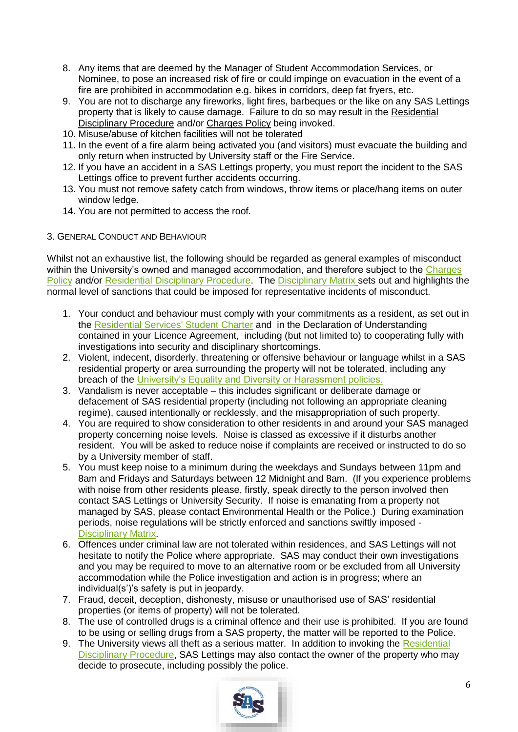8. Any items that are deemed by the Manager of Student Accommodation Services, or Nominee, to pose an increased risk of fire or could impinge on evacuation in the event of a fire are prohibited in accommodation e.g. bikes in corridors, deep fat fryers, etc.
9. You are not to discharge any fireworks, light fires, barbeques or the like on any SAS Lettings property that is likely to cause damage. Failure to do so may result in the Residential Disciplinary Procedure and/or Charges Policy being invoked.
10. Misuse/abuse of kitchen facilities will not be tolerated
11. In the event of a fire alarm being activated you (and visitors) must evacuate the building and only return when instructed by University staff or the Fire Service.
12. If you have an accident in a SAS Lettings property, you must report the incident to the SAS Lettings office to prevent further accidents occurring.
13. You must not remove safety catch from windows, throw items or place/hang items on outer window ledge.
14. You are not permitted to access the roof.

## 3. General Conduct and Behaviour

Whilst not an exhaustive list, the following should be regarded as general examples of misconduct within the University's owned and managed accommodation, and therefore subject to the Charges Policy and/or Residential Disciplinary Procedure. The Disciplinary Matrix sets out and highlights the normal level of sanctions that could be imposed for representative incidents of misconduct.

1. Your conduct and behaviour must comply with your commitments as a resident, as set out in the Residential Services' Student Charter and in the Declaration of Understanding contained in your Licence Agreement, including (but not limited to) to cooperating fully with investigations into security and disciplinary shortcomings.
2. Violent, indecent, disorderly, threatening or offensive behaviour or language whilst in a SAS residential property or area surrounding the property will not be tolerated, including any breach of the University's Equality and Diversity or Harassment policies.
3. Vandalism is never acceptable – this includes significant or deliberate damage or defacement of SAS residential property (including not following an appropriate cleaning regime), caused intentionally or recklessly, and the misappropriation of such property.
4. You are required to show consideration to other residents in and around your SAS managed property concerning noise levels. Noise is classed as excessive if it disturbs another resident. You will be asked to reduce noise if complaints are received or instructed to do so by a University member of staff.
5. You must keep noise to a minimum during the weekdays and Sundays between 11pm and 8am and Fridays and Saturdays between 12 Midnight and 8am. (If you experience problems with noise from other residents please, firstly, speak directly to the person involved then contact SAS Lettings or University Security. If noise is emanating from a property not managed by SAS, please contact Environmental Health or the Police.) During examination periods, noise regulations will be strictly enforced and sanctions swiftly imposed - Disciplinary Matrix.
6. Offences under criminal law are not tolerated within residences, and SAS Lettings will not hesitate to notify the Police where appropriate. SAS may conduct their own investigations and you may be required to move to an alternative room or be excluded from all University accommodation while the Police investigation and action is in progress; where an individual(s')'s safety is put in jeopardy.
7. Fraud, deceit, deception, dishonesty, misuse or unauthorised use of SAS' residential properties (or items of property) will not be tolerated.
8. The use of controlled drugs is a criminal offence and their use is prohibited. If you are found to be using or selling drugs from a SAS property, the matter will be reported to the Police.
9. The University views all theft as a serious matter. In addition to invoking the Residential Disciplinary Procedure, SAS Lettings may also contact the owner of the property who may decide to prosecute, including possibly the police.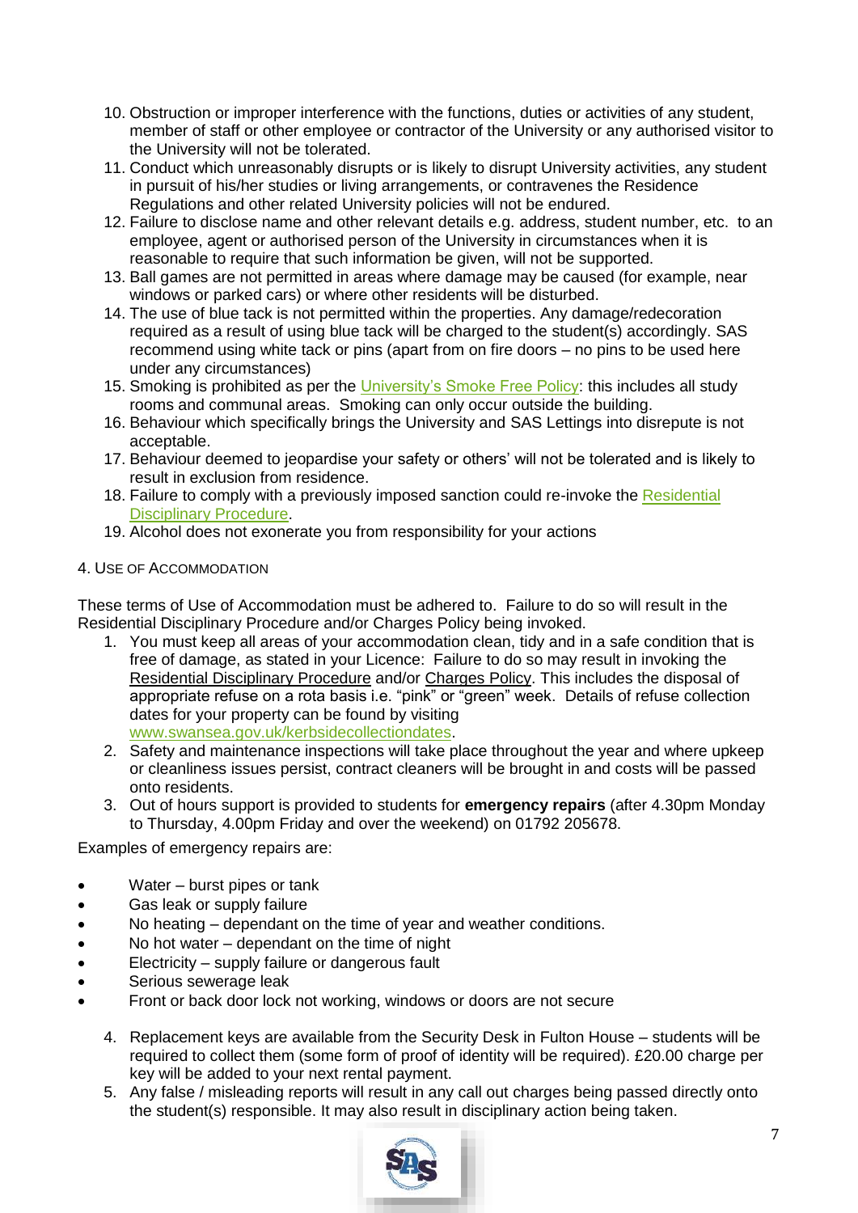10. Obstruction or improper interference with the functions, duties or activities of any student, member of staff or other employee or contractor of the University or any authorised visitor to the University will not be tolerated.
11. Conduct which unreasonably disrupts or is likely to disrupt University activities, any student in pursuit of his/her studies or living arrangements, or contravenes the Residence Regulations and other related University policies will not be endured.
12. Failure to disclose name and other relevant details e.g. address, student number, etc. to an employee, agent or authorised person of the University in circumstances when it is reasonable to require that such information be given, will not be supported.
13. Ball games are not permitted in areas where damage may be caused (for example, near windows or parked cars) or where other residents will be disturbed.
14. The use of blue tack is not permitted within the properties. Any damage/redecoration required as a result of using blue tack will be charged to the student(s) accordingly. SAS recommend using white tack or pins (apart from on fire doors – no pins to be used here under any circumstances)
15. Smoking is prohibited as per the University's Smoke Free Policy: this includes all study rooms and communal areas. Smoking can only occur outside the building.
16. Behaviour which specifically brings the University and SAS Lettings into disrepute is not acceptable.
17. Behaviour deemed to jeopardise your safety or others' will not be tolerated and is likely to result in exclusion from residence.
18. Failure to comply with a previously imposed sanction could re-invoke the Residential Disciplinary Procedure.
19. Alcohol does not exonerate you from responsibility for your actions

## 4. Use of Accommodation

These terms of Use of Accommodation must be adhered to. Failure to do so will result in the Residential Disciplinary Procedure and/or Charges Policy being invoked.

1. You must keep all areas of your accommodation clean, tidy and in a safe condition that is free of damage, as stated in your Licence: Failure to do so may result in invoking the Residential Disciplinary Procedure and/or Charges Policy. This includes the disposal of appropriate refuse on a rota basis i.e. "pink" or "green" week. Details of refuse collection dates for your property can be found by visiting www.swansea.gov.uk/kerbsidecollectiondates.
2. Safety and maintenance inspections will take place throughout the year and where upkeep or cleanliness issues persist, contract cleaners will be brought in and costs will be passed onto residents.
3. Out of hours support is provided to students for **emergency repairs** (after 4.30pm Monday to Thursday, 4.00pm Friday and over the weekend) on 01792 205678.

Examples of emergency repairs are:

- Water – burst pipes or tank
- Gas leak or supply failure
- No heating – dependant on the time of year and weather conditions.
- No hot water – dependant on the time of night
- Electricity – supply failure or dangerous fault
- Serious sewerage leak
- Front or back door lock not working, windows or doors are not secure

4. Replacement keys are available from the Security Desk in Fulton House – students will be required to collect them (some form of proof of identity will be required). £20.00 charge per key will be added to your next rental payment.
5. Any false / misleading reports will result in any call out charges being passed directly onto the student(s) responsible. It may also result in disciplinary action being taken.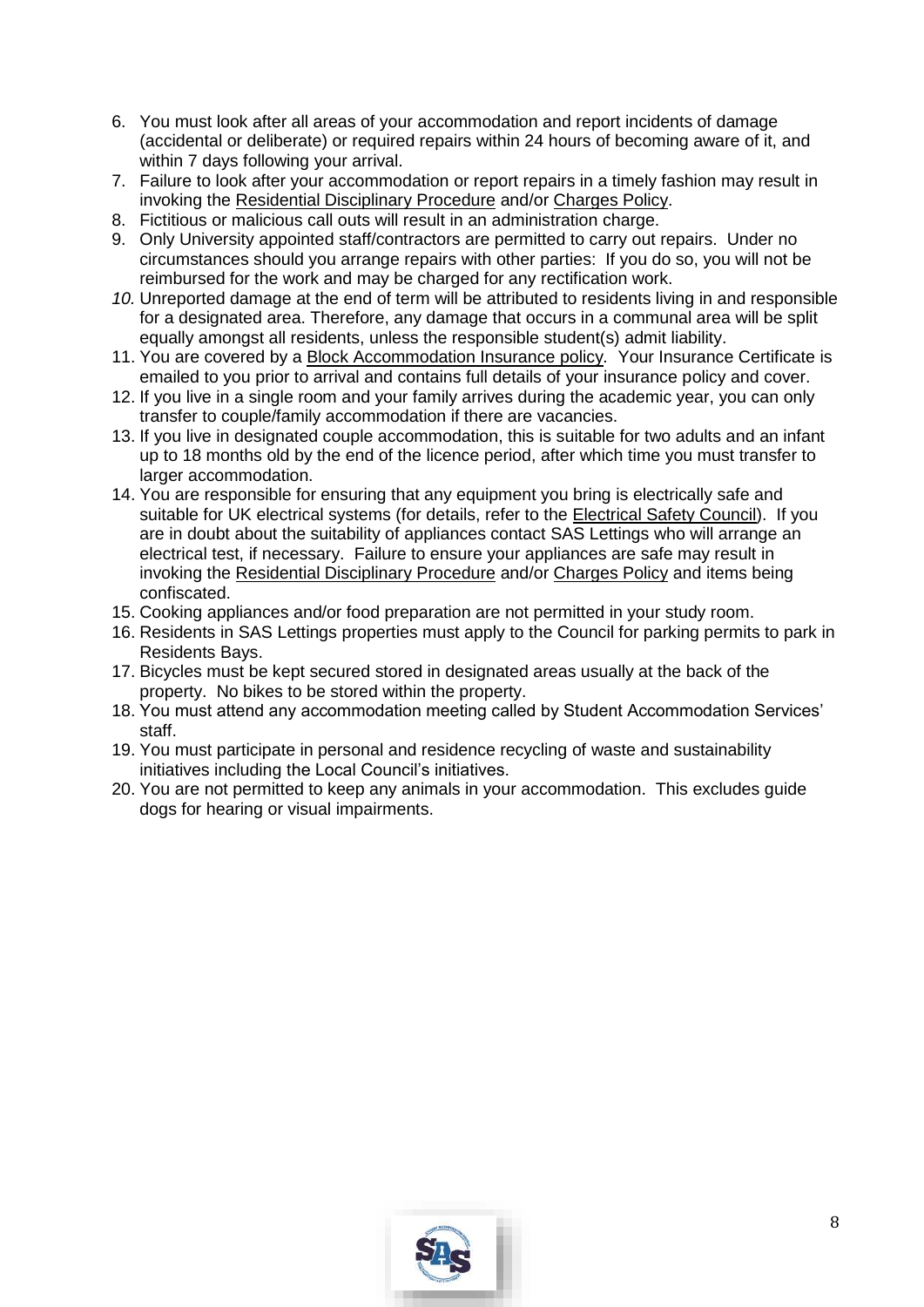6. You must look after all areas of your accommodation and report incidents of damage (accidental or deliberate) or required repairs within 24 hours of becoming aware of it, and within 7 days following your arrival.
7. Failure to look after your accommodation or report repairs in a timely fashion may result in invoking the Residential Disciplinary Procedure and/or Charges Policy.
8. Fictitious or malicious call outs will result in an administration charge.
9. Only University appointed staff/contractors are permitted to carry out repairs. Under no circumstances should you arrange repairs with other parties: If you do so, you will not be reimbursed for the work and may be charged for any rectification work.
10. Unreported damage at the end of term will be attributed to residents living in and responsible for a designated area. Therefore, any damage that occurs in a communal area will be split equally amongst all residents, unless the responsible student(s) admit liability.
11. You are covered by a Block Accommodation Insurance policy. Your Insurance Certificate is emailed to you prior to arrival and contains full details of your insurance policy and cover.
12. If you live in a single room and your family arrives during the academic year, you can only transfer to couple/family accommodation if there are vacancies.
13. If you live in designated couple accommodation, this is suitable for two adults and an infant up to 18 months old by the end of the licence period, after which time you must transfer to larger accommodation.
14. You are responsible for ensuring that any equipment you bring is electrically safe and suitable for UK electrical systems (for details, refer to the Electrical Safety Council). If you are in doubt about the suitability of appliances contact SAS Lettings who will arrange an electrical test, if necessary. Failure to ensure your appliances are safe may result in invoking the Residential Disciplinary Procedure and/or Charges Policy and items being confiscated.
15. Cooking appliances and/or food preparation are not permitted in your study room.
16. Residents in SAS Lettings properties must apply to the Council for parking permits to park in Residents Bays.
17. Bicycles must be kept secured stored in designated areas usually at the back of the property. No bikes to be stored within the property.
18. You must attend any accommodation meeting called by Student Accommodation Services' staff.
19. You must participate in personal and residence recycling of waste and sustainability initiatives including the Local Council's initiatives.
20. You are not permitted to keep any animals in your accommodation. This excludes guide dogs for hearing or visual impairments.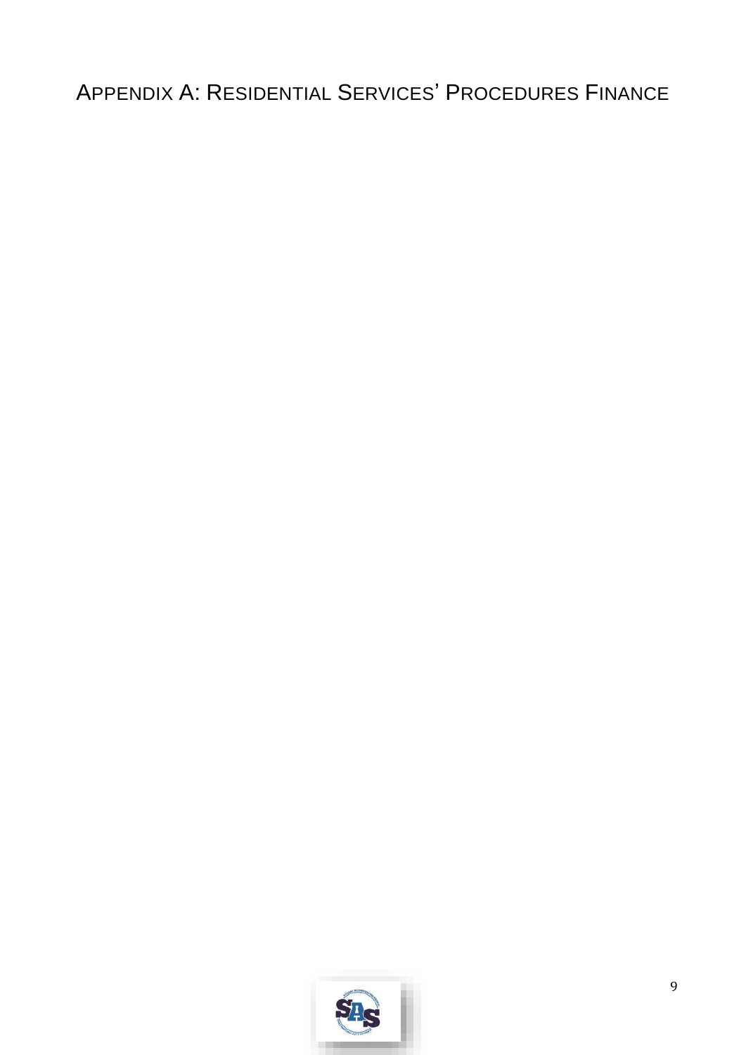# Appendix A: Residential Services' Procedures Finance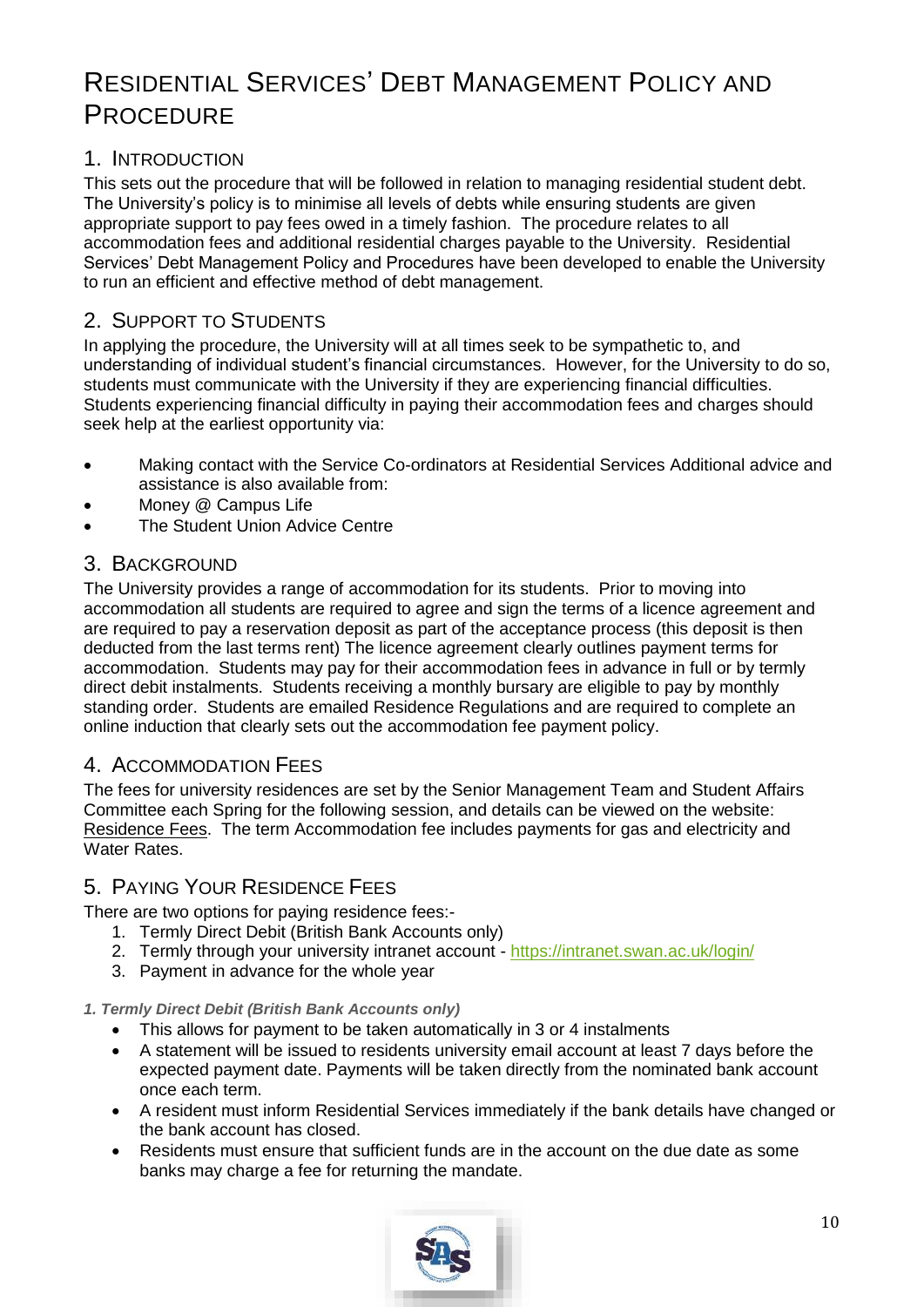# Residential Services' Debt Management Policy and Procedure

## 1. Introduction

This sets out the procedure that will be followed in relation to managing residential student debt. The University's policy is to minimise all levels of debts while ensuring students are given appropriate support to pay fees owed in a timely fashion. The procedure relates to all accommodation fees and additional residential charges payable to the University. Residential Services' Debt Management Policy and Procedures have been developed to enable the University to run an efficient and effective method of debt management.

## 2. Support to Students

In applying the procedure, the University will at all times seek to be sympathetic to, and understanding of individual student's financial circumstances. However, for the University to do so, students must communicate with the University if they are experiencing financial difficulties. Students experiencing financial difficulty in paying their accommodation fees and charges should seek help at the earliest opportunity via:

- Making contact with the Service Co-ordinators at Residential Services Additional advice and assistance is also available from:
- Money @ Campus Life
- The Student Union Advice Centre

## 3. Background

The University provides a range of accommodation for its students. Prior to moving into accommodation all students are required to agree and sign the terms of a licence agreement and are required to pay a reservation deposit as part of the acceptance process (this deposit is then deducted from the last terms rent) The licence agreement clearly outlines payment terms for accommodation. Students may pay for their accommodation fees in advance in full or by termly direct debit instalments. Students receiving a monthly bursary are eligible to pay by monthly standing order. Students are emailed Residence Regulations and are required to complete an online induction that clearly sets out the accommodation fee payment policy.

## 4. Accommodation Fees

The fees for university residences are set by the Senior Management Team and Student Affairs Committee each Spring for the following session, and details can be viewed on the website: Residence Fees. The term Accommodation fee includes payments for gas and electricity and Water Rates.

## 5. Paying Your Residence Fees

There are two options for paying residence fees:-

1. Termly Direct Debit (British Bank Accounts only)
2. Termly through your university intranet account - https://intranet.swan.ac.uk/login/
3. Payment in advance for the whole year

***1. Termly Direct Debit (British Bank Accounts only)***

- This allows for payment to be taken automatically in 3 or 4 instalments
- A statement will be issued to residents university email account at least 7 days before the expected payment date. Payments will be taken directly from the nominated bank account once each term.
- A resident must inform Residential Services immediately if the bank details have changed or the bank account has closed.
- Residents must ensure that sufficient funds are in the account on the due date as some banks may charge a fee for returning the mandate.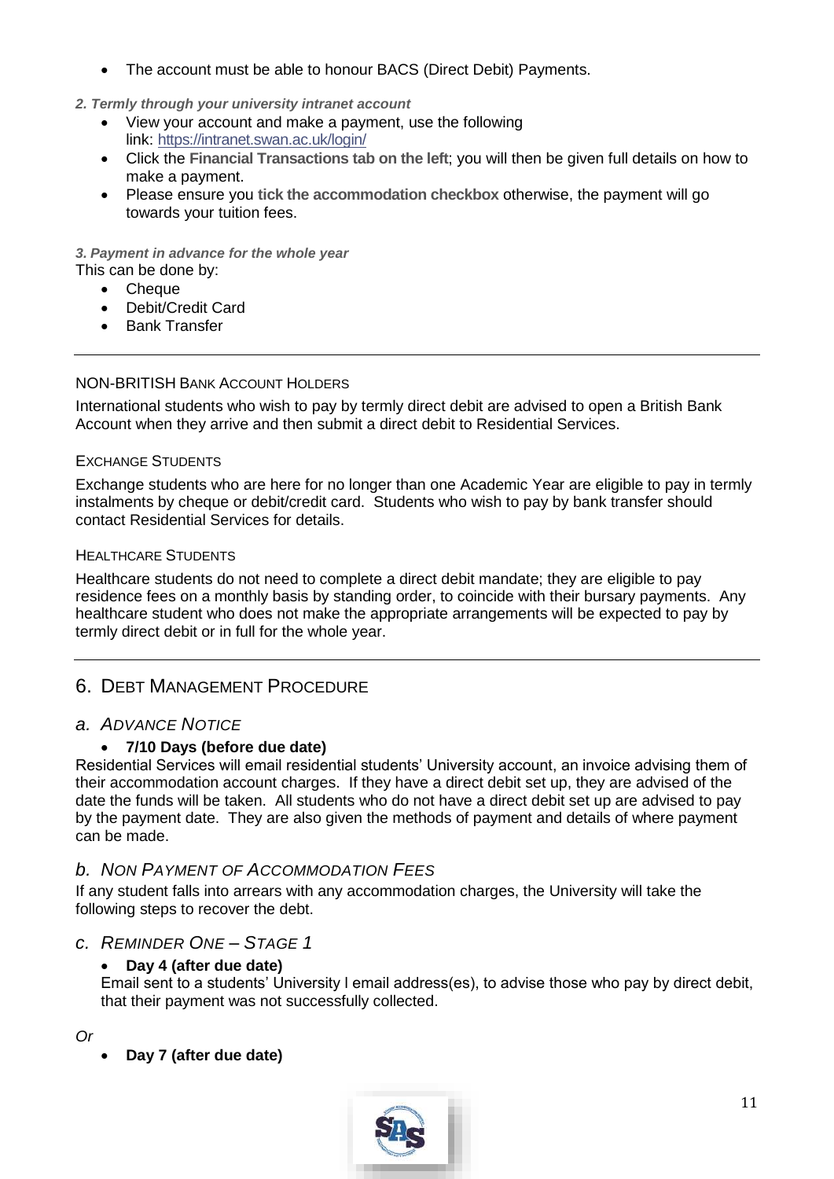- The account must be able to honour BACS (Direct Debit) Payments.

***2. Termly through your university intranet account***

- View your account and make a payment, use the following link: https://intranet.swan.ac.uk/login/
- Click the **Financial Transactions tab on the left**; you will then be given full details on how to make a payment.
- Please ensure you **tick the accommodation checkbox** otherwise, the payment will go towards your tuition fees.

***3. Payment in advance for the whole year***

This can be done by:

- Cheque
- Debit/Credit Card
- Bank Transfer

---

NON-BRITISH BANK ACCOUNT HOLDERS

International students who wish to pay by termly direct debit are advised to open a British Bank Account when they arrive and then submit a direct debit to Residential Services.

EXCHANGE STUDENTS

Exchange students who are here for no longer than one Academic Year are eligible to pay in termly instalments by cheque or debit/credit card. Students who wish to pay by bank transfer should contact Residential Services for details.

HEALTHCARE STUDENTS

Healthcare students do not need to complete a direct debit mandate; they are eligible to pay residence fees on a monthly basis by standing order, to coincide with their bursary payments. Any healthcare student who does not make the appropriate arrangements will be expected to pay by termly direct debit or in full for the whole year.

---

## 6. DEBT MANAGEMENT PROCEDURE

### *a. ADVANCE NOTICE*

- **7/10 Days (before due date)**

Residential Services will email residential students' University account, an invoice advising them of their accommodation account charges. If they have a direct debit set up, they are advised of the date the funds will be taken. All students who do not have a direct debit set up are advised to pay by the payment date. They are also given the methods of payment and details of where payment can be made.

### *b. NON PAYMENT OF ACCOMMODATION FEES*

If any student falls into arrears with any accommodation charges, the University will take the following steps to recover the debt.

### *c. REMINDER ONE – STAGE 1*

- **Day 4 (after due date)**

  Email sent to a students' University l email address(es), to advise those who pay by direct debit, that their payment was not successfully collected.

*Or*

- **Day 7 (after due date)**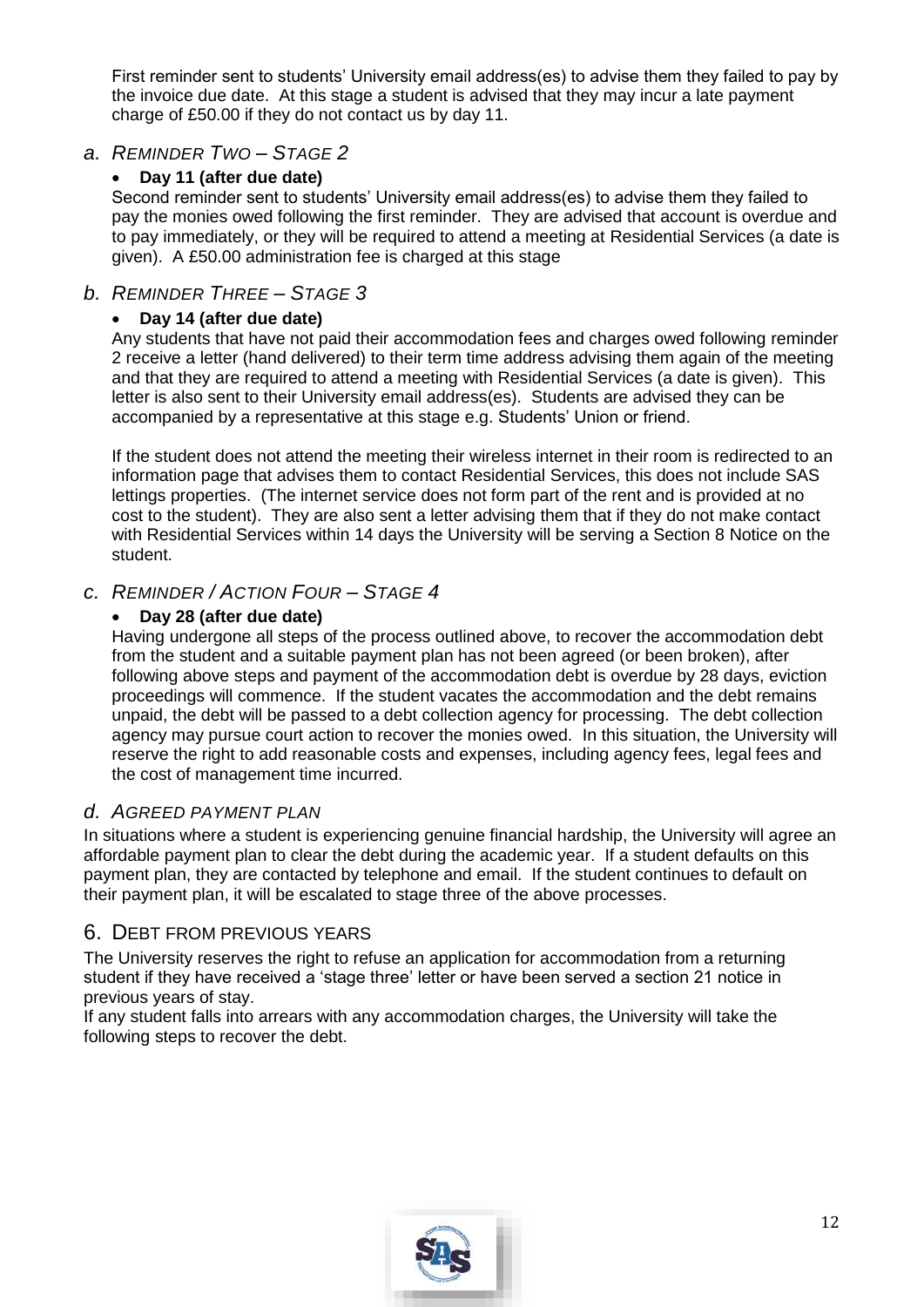First reminder sent to students' University email address(es) to advise them they failed to pay by the invoice due date. At this stage a student is advised that they may incur a late payment charge of £50.00 if they do not contact us by day 11.

### a. *Reminder Two – Stage 2*

- **Day 11 (after due date)**

Second reminder sent to students' University email address(es) to advise them they failed to pay the monies owed following the first reminder. They are advised that account is overdue and to pay immediately, or they will be required to attend a meeting at Residential Services (a date is given). A £50.00 administration fee is charged at this stage

### b. *Reminder Three – Stage 3*

- **Day 14 (after due date)**

Any students that have not paid their accommodation fees and charges owed following reminder 2 receive a letter (hand delivered) to their term time address advising them again of the meeting and that they are required to attend a meeting with Residential Services (a date is given). This letter is also sent to their University email address(es). Students are advised they can be accompanied by a representative at this stage e.g. Students' Union or friend.

If the student does not attend the meeting their wireless internet in their room is redirected to an information page that advises them to contact Residential Services, this does not include SAS lettings properties. (The internet service does not form part of the rent and is provided at no cost to the student). They are also sent a letter advising them that if they do not make contact with Residential Services within 14 days the University will be serving a Section 8 Notice on the student.

### c. *Reminder / Action Four – Stage 4*

- **Day 28 (after due date)**

Having undergone all steps of the process outlined above, to recover the accommodation debt from the student and a suitable payment plan has not been agreed (or been broken), after following above steps and payment of the accommodation debt is overdue by 28 days, eviction proceedings will commence. If the student vacates the accommodation and the debt remains unpaid, the debt will be passed to a debt collection agency for processing. The debt collection agency may pursue court action to recover the monies owed. In this situation, the University will reserve the right to add reasonable costs and expenses, including agency fees, legal fees and the cost of management time incurred.

### d. *Agreed Payment Plan*

In situations where a student is experiencing genuine financial hardship, the University will agree an affordable payment plan to clear the debt during the academic year. If a student defaults on this payment plan, they are contacted by telephone and email. If the student continues to default on their payment plan, it will be escalated to stage three of the above processes.

## 6. Debt from Previous Years

The University reserves the right to refuse an application for accommodation from a returning student if they have received a 'stage three' letter or have been served a section 21 notice in previous years of stay.

If any student falls into arrears with any accommodation charges, the University will take the following steps to recover the debt.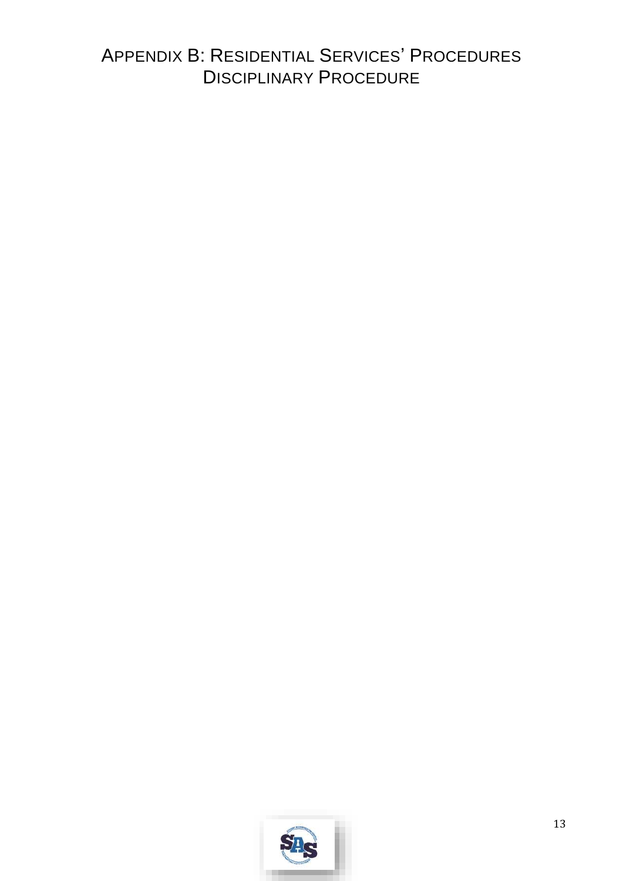# Appendix B: Residential Services' Procedures
## Disciplinary Procedure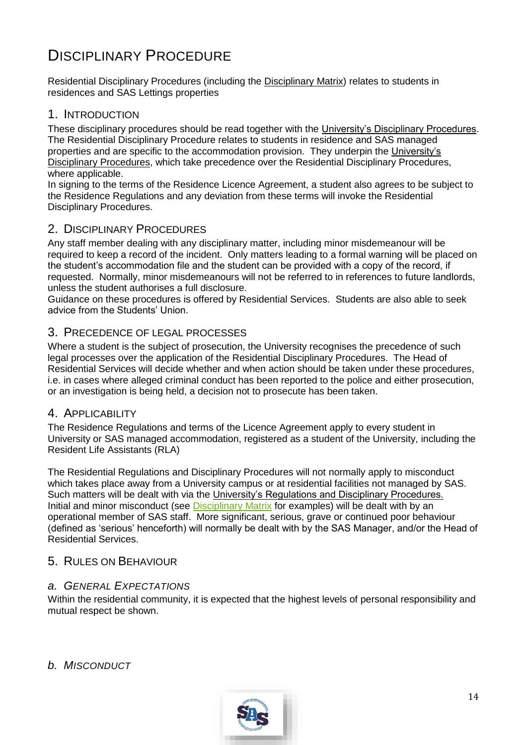# Disciplinary Procedure

Residential Disciplinary Procedures (including the Disciplinary Matrix) relates to students in residences and SAS Lettings properties

## 1. Introduction

These disciplinary procedures should be read together with the University's Disciplinary Procedures. The Residential Disciplinary Procedure relates to students in residence and SAS managed properties and are specific to the accommodation provision. They underpin the University's Disciplinary Procedures, which take precedence over the Residential Disciplinary Procedures, where applicable.

In signing to the terms of the Residence Licence Agreement, a student also agrees to be subject to the Residence Regulations and any deviation from these terms will invoke the Residential Disciplinary Procedures.

## 2. Disciplinary Procedures

Any staff member dealing with any disciplinary matter, including minor misdemeanour will be required to keep a record of the incident. Only matters leading to a formal warning will be placed on the student's accommodation file and the student can be provided with a copy of the record, if requested. Normally, minor misdemeanours will not be referred to in references to future landlords, unless the student authorises a full disclosure.

Guidance on these procedures is offered by Residential Services. Students are also able to seek advice from the Students' Union.

## 3. Precedence of Legal Processes

Where a student is the subject of prosecution, the University recognises the precedence of such legal processes over the application of the Residential Disciplinary Procedures. The Head of Residential Services will decide whether and when action should be taken under these procedures, i.e. in cases where alleged criminal conduct has been reported to the police and either prosecution, or an investigation is being held, a decision not to prosecute has been taken.

## 4. Applicability

The Residence Regulations and terms of the Licence Agreement apply to every student in University or SAS managed accommodation, registered as a student of the University, including the Resident Life Assistants (RLA)

The Residential Regulations and Disciplinary Procedures will not normally apply to misconduct which takes place away from a University campus or at residential facilities not managed by SAS. Such matters will be dealt with via the University's Regulations and Disciplinary Procedures. Initial and minor misconduct (see Disciplinary Matrix for examples) will be dealt with by an operational member of SAS staff. More significant, serious, grave or continued poor behaviour (defined as 'serious' henceforth) will normally be dealt with by the SAS Manager, and/or the Head of Residential Services.

## 5. Rules on Behaviour

### *a. General Expectations*

Within the residential community, it is expected that the highest levels of personal responsibility and mutual respect be shown.

### *b. Misconduct*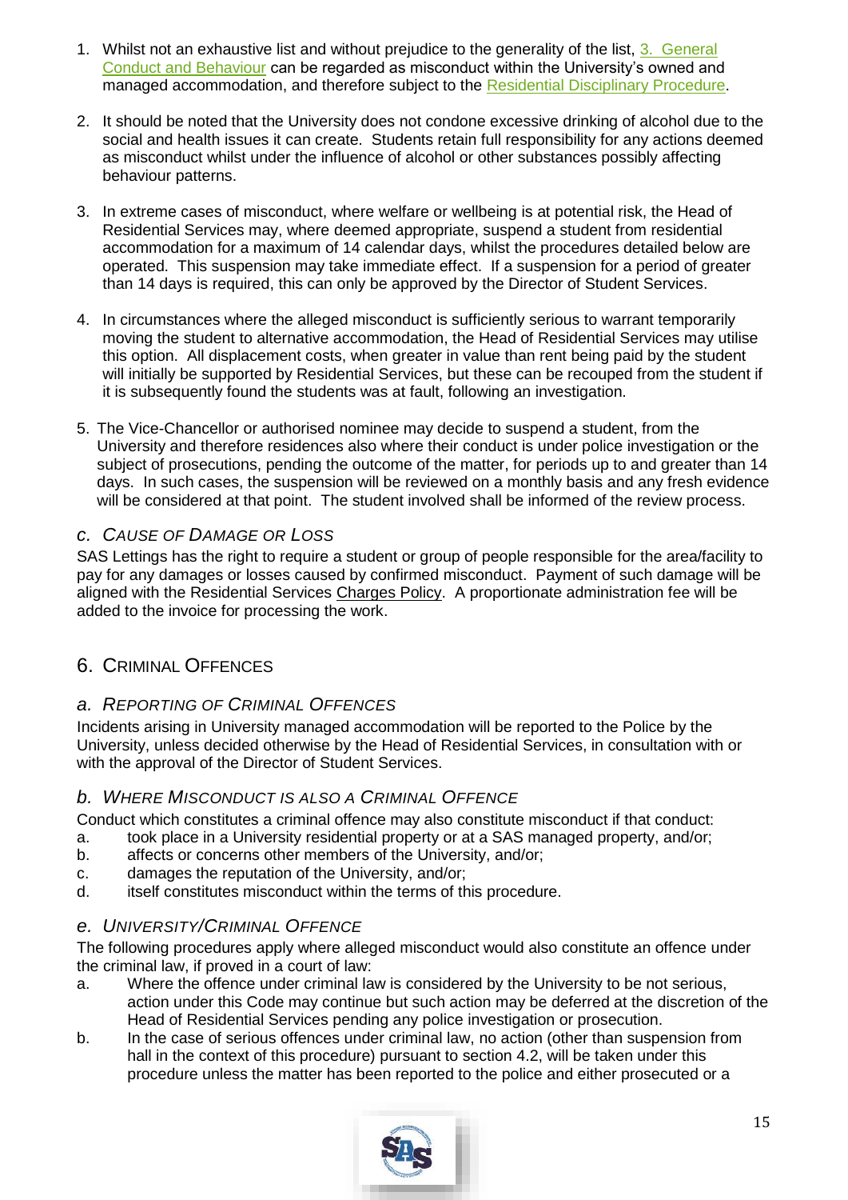1. Whilst not an exhaustive list and without prejudice to the generality of the list, 3. General Conduct and Behaviour can be regarded as misconduct within the University's owned and managed accommodation, and therefore subject to the Residential Disciplinary Procedure.

2. It should be noted that the University does not condone excessive drinking of alcohol due to the social and health issues it can create. Students retain full responsibility for any actions deemed as misconduct whilst under the influence of alcohol or other substances possibly affecting behaviour patterns.

3. In extreme cases of misconduct, where welfare or wellbeing is at potential risk, the Head of Residential Services may, where deemed appropriate, suspend a student from residential accommodation for a maximum of 14 calendar days, whilst the procedures detailed below are operated. This suspension may take immediate effect. If a suspension for a period of greater than 14 days is required, this can only be approved by the Director of Student Services.

4. In circumstances where the alleged misconduct is sufficiently serious to warrant temporarily moving the student to alternative accommodation, the Head of Residential Services may utilise this option. All displacement costs, when greater in value than rent being paid by the student will initially be supported by Residential Services, but these can be recouped from the student if it is subsequently found the students was at fault, following an investigation.

5. The Vice-Chancellor or authorised nominee may decide to suspend a student, from the University and therefore residences also where their conduct is under police investigation or the subject of prosecutions, pending the outcome of the matter, for periods up to and greater than 14 days. In such cases, the suspension will be reviewed on a monthly basis and any fresh evidence will be considered at that point. The student involved shall be informed of the review process.

### *c. Cause of Damage or Loss*

SAS Lettings has the right to require a student or group of people responsible for the area/facility to pay for any damages or losses caused by confirmed misconduct. Payment of such damage will be aligned with the Residential Services Charges Policy. A proportionate administration fee will be added to the invoice for processing the work.

## 6. Criminal Offences

### *a. Reporting of Criminal Offences*

Incidents arising in University managed accommodation will be reported to the Police by the University, unless decided otherwise by the Head of Residential Services, in consultation with or with the approval of the Director of Student Services.

### *b. Where Misconduct is also a Criminal Offence*

Conduct which constitutes a criminal offence may also constitute misconduct if that conduct:

a. took place in a University residential property or at a SAS managed property, and/or;
b. affects or concerns other members of the University, and/or;
c. damages the reputation of the University, and/or;
d. itself constitutes misconduct within the terms of this procedure.

### *e. University/Criminal Offence*

The following procedures apply where alleged misconduct would also constitute an offence under the criminal law, if proved in a court of law:

a. Where the offence under criminal law is considered by the University to be not serious, action under this Code may continue but such action may be deferred at the discretion of the Head of Residential Services pending any police investigation or prosecution.
b. In the case of serious offences under criminal law, no action (other than suspension from hall in the context of this procedure) pursuant to section 4.2, will be taken under this procedure unless the matter has been reported to the police and either prosecuted or a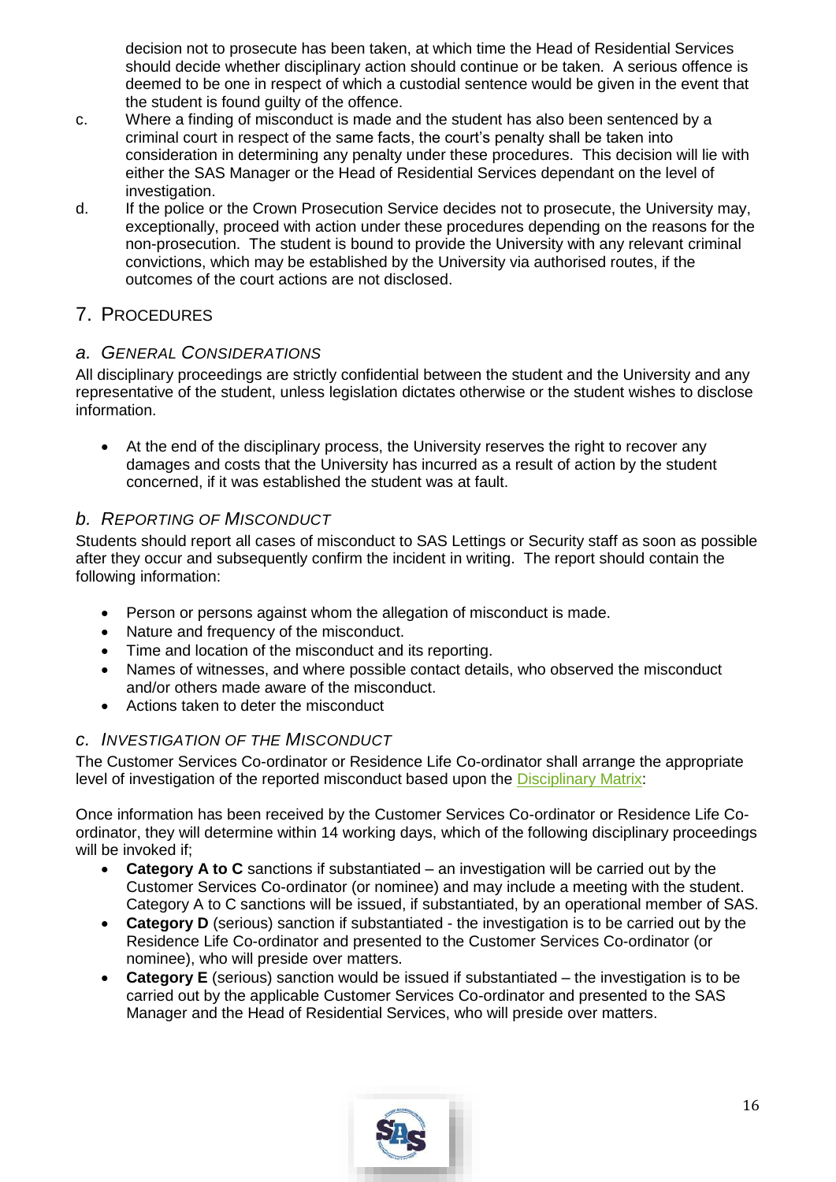decision not to prosecute has been taken, at which time the Head of Residential Services should decide whether disciplinary action should continue or be taken. A serious offence is deemed to be one in respect of which a custodial sentence would be given in the event that the student is found guilty of the offence.

c. Where a finding of misconduct is made and the student has also been sentenced by a criminal court in respect of the same facts, the court's penalty shall be taken into consideration in determining any penalty under these procedures. This decision will lie with either the SAS Manager or the Head of Residential Services dependant on the level of investigation.

d. If the police or the Crown Prosecution Service decides not to prosecute, the University may, exceptionally, proceed with action under these procedures depending on the reasons for the non-prosecution. The student is bound to provide the University with any relevant criminal convictions, which may be established by the University via authorised routes, if the outcomes of the court actions are not disclosed.

## 7. PROCEDURES

### *a. GENERAL CONSIDERATIONS*

All disciplinary proceedings are strictly confidential between the student and the University and any representative of the student, unless legislation dictates otherwise or the student wishes to disclose information.

- At the end of the disciplinary process, the University reserves the right to recover any damages and costs that the University has incurred as a result of action by the student concerned, if it was established the student was at fault.

### *b. REPORTING OF MISCONDUCT*

Students should report all cases of misconduct to SAS Lettings or Security staff as soon as possible after they occur and subsequently confirm the incident in writing. The report should contain the following information:

- Person or persons against whom the allegation of misconduct is made.
- Nature and frequency of the misconduct.
- Time and location of the misconduct and its reporting.
- Names of witnesses, and where possible contact details, who observed the misconduct and/or others made aware of the misconduct.
- Actions taken to deter the misconduct

### *c. INVESTIGATION OF THE MISCONDUCT*

The Customer Services Co-ordinator or Residence Life Co-ordinator shall arrange the appropriate level of investigation of the reported misconduct based upon the Disciplinary Matrix:

Once information has been received by the Customer Services Co-ordinator or Residence Life Co-ordinator, they will determine within 14 working days, which of the following disciplinary proceedings will be invoked if;

- **Category A to C** sanctions if substantiated – an investigation will be carried out by the Customer Services Co-ordinator (or nominee) and may include a meeting with the student. Category A to C sanctions will be issued, if substantiated, by an operational member of SAS.
- **Category D** (serious) sanction if substantiated - the investigation is to be carried out by the Residence Life Co-ordinator and presented to the Customer Services Co-ordinator (or nominee), who will preside over matters.
- **Category E** (serious) sanction would be issued if substantiated – the investigation is to be carried out by the applicable Customer Services Co-ordinator and presented to the SAS Manager and the Head of Residential Services, who will preside over matters.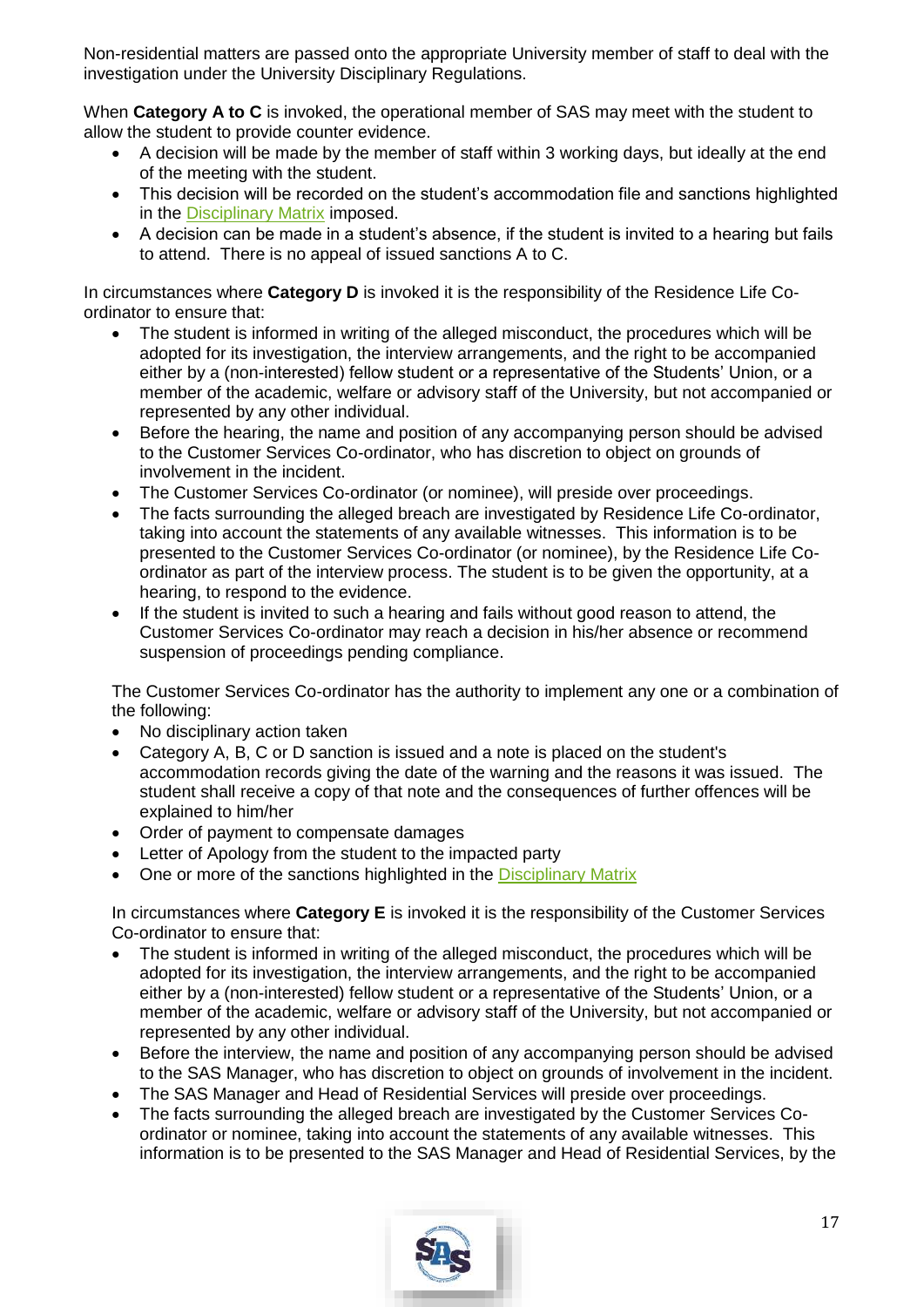Non-residential matters are passed onto the appropriate University member of staff to deal with the investigation under the University Disciplinary Regulations.

When **Category A to C** is invoked, the operational member of SAS may meet with the student to allow the student to provide counter evidence.

- A decision will be made by the member of staff within 3 working days, but ideally at the end of the meeting with the student.
- This decision will be recorded on the student's accommodation file and sanctions highlighted in the Disciplinary Matrix imposed.
- A decision can be made in a student's absence, if the student is invited to a hearing but fails to attend. There is no appeal of issued sanctions A to C.

In circumstances where **Category D** is invoked it is the responsibility of the Residence Life Co-ordinator to ensure that:

- The student is informed in writing of the alleged misconduct, the procedures which will be adopted for its investigation, the interview arrangements, and the right to be accompanied either by a (non-interested) fellow student or a representative of the Students' Union, or a member of the academic, welfare or advisory staff of the University, but not accompanied or represented by any other individual.
- Before the hearing, the name and position of any accompanying person should be advised to the Customer Services Co-ordinator, who has discretion to object on grounds of involvement in the incident.
- The Customer Services Co-ordinator (or nominee), will preside over proceedings.
- The facts surrounding the alleged breach are investigated by Residence Life Co-ordinator, taking into account the statements of any available witnesses. This information is to be presented to the Customer Services Co-ordinator (or nominee), by the Residence Life Co-ordinator as part of the interview process. The student is to be given the opportunity, at a hearing, to respond to the evidence.
- If the student is invited to such a hearing and fails without good reason to attend, the Customer Services Co-ordinator may reach a decision in his/her absence or recommend suspension of proceedings pending compliance.

The Customer Services Co-ordinator has the authority to implement any one or a combination of the following:

- No disciplinary action taken
- Category A, B, C or D sanction is issued and a note is placed on the student's accommodation records giving the date of the warning and the reasons it was issued. The student shall receive a copy of that note and the consequences of further offences will be explained to him/her
- Order of payment to compensate damages
- Letter of Apology from the student to the impacted party
- One or more of the sanctions highlighted in the Disciplinary Matrix

In circumstances where **Category E** is invoked it is the responsibility of the Customer Services Co-ordinator to ensure that:

- The student is informed in writing of the alleged misconduct, the procedures which will be adopted for its investigation, the interview arrangements, and the right to be accompanied either by a (non-interested) fellow student or a representative of the Students' Union, or a member of the academic, welfare or advisory staff of the University, but not accompanied or represented by any other individual.
- Before the interview, the name and position of any accompanying person should be advised to the SAS Manager, who has discretion to object on grounds of involvement in the incident.
- The SAS Manager and Head of Residential Services will preside over proceedings.
- The facts surrounding the alleged breach are investigated by the Customer Services Co-ordinator or nominee, taking into account the statements of any available witnesses. This information is to be presented to the SAS Manager and Head of Residential Services, by the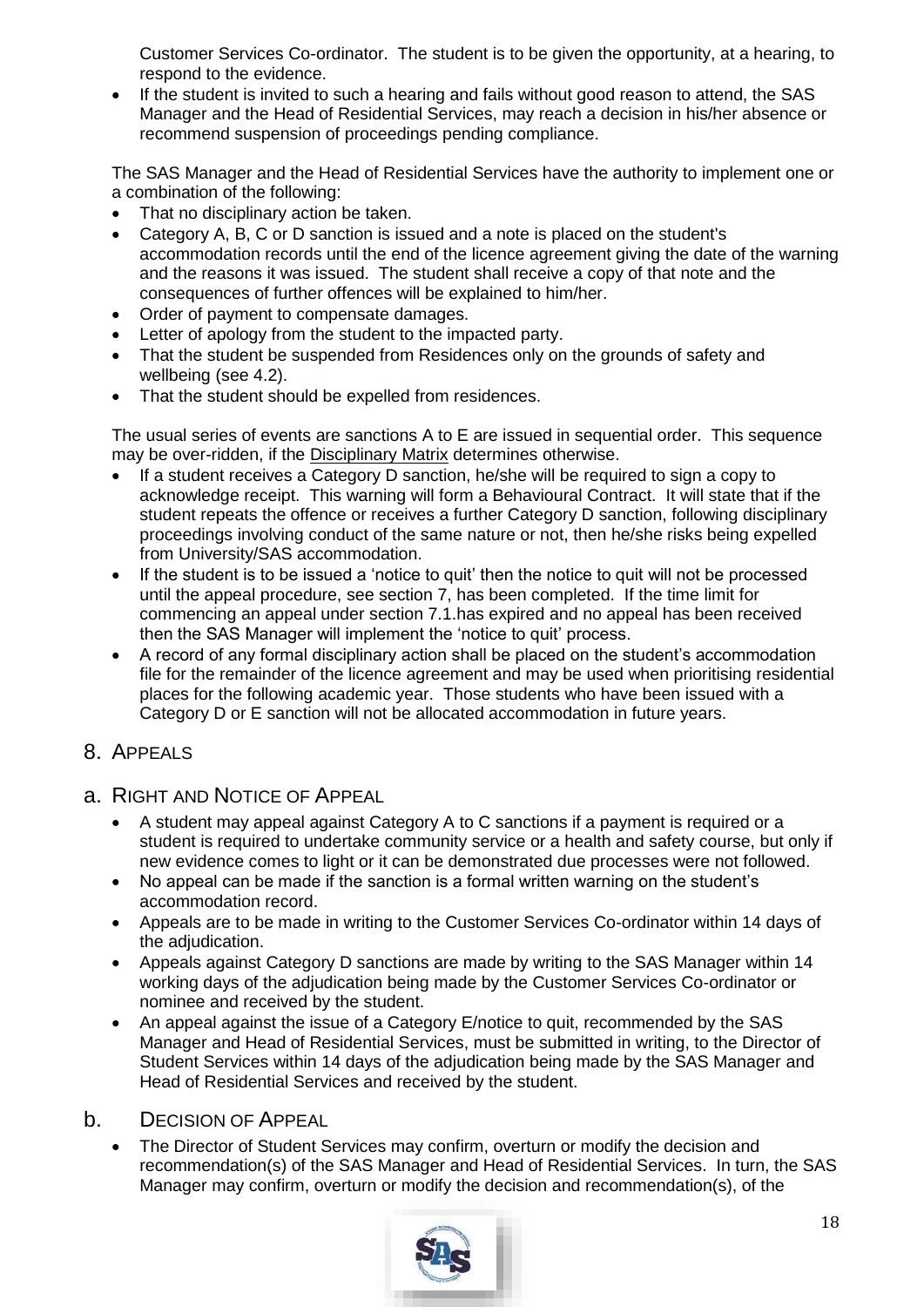Customer Services Co-ordinator. The student is to be given the opportunity, at a hearing, to respond to the evidence.

- If the student is invited to such a hearing and fails without good reason to attend, the SAS Manager and the Head of Residential Services, may reach a decision in his/her absence or recommend suspension of proceedings pending compliance.

The SAS Manager and the Head of Residential Services have the authority to implement one or a combination of the following:

- That no disciplinary action be taken.
- Category A, B, C or D sanction is issued and a note is placed on the student's accommodation records until the end of the licence agreement giving the date of the warning and the reasons it was issued. The student shall receive a copy of that note and the consequences of further offences will be explained to him/her.
- Order of payment to compensate damages.
- Letter of apology from the student to the impacted party.
- That the student be suspended from Residences only on the grounds of safety and wellbeing (see 4.2).
- That the student should be expelled from residences.

The usual series of events are sanctions A to E are issued in sequential order. This sequence may be over-ridden, if the Disciplinary Matrix determines otherwise.

- If a student receives a Category D sanction, he/she will be required to sign a copy to acknowledge receipt. This warning will form a Behavioural Contract. It will state that if the student repeats the offence or receives a further Category D sanction, following disciplinary proceedings involving conduct of the same nature or not, then he/she risks being expelled from University/SAS accommodation.
- If the student is to be issued a 'notice to quit' then the notice to quit will not be processed until the appeal procedure, see section 7, has been completed. If the time limit for commencing an appeal under section 7.1.has expired and no appeal has been received then the SAS Manager will implement the 'notice to quit' process.
- A record of any formal disciplinary action shall be placed on the student's accommodation file for the remainder of the licence agreement and may be used when prioritising residential places for the following academic year. Those students who have been issued with a Category D or E sanction will not be allocated accommodation in future years.

## 8. Appeals

### a. Right and Notice of Appeal

- A student may appeal against Category A to C sanctions if a payment is required or a student is required to undertake community service or a health and safety course, but only if new evidence comes to light or it can be demonstrated due processes were not followed.
- No appeal can be made if the sanction is a formal written warning on the student's accommodation record.
- Appeals are to be made in writing to the Customer Services Co-ordinator within 14 days of the adjudication.
- Appeals against Category D sanctions are made by writing to the SAS Manager within 14 working days of the adjudication being made by the Customer Services Co-ordinator or nominee and received by the student.
- An appeal against the issue of a Category E/notice to quit, recommended by the SAS Manager and Head of Residential Services, must be submitted in writing, to the Director of Student Services within 14 days of the adjudication being made by the SAS Manager and Head of Residential Services and received by the student.

### b. Decision of Appeal

- The Director of Student Services may confirm, overturn or modify the decision and recommendation(s) of the SAS Manager and Head of Residential Services. In turn, the SAS Manager may confirm, overturn or modify the decision and recommendation(s), of the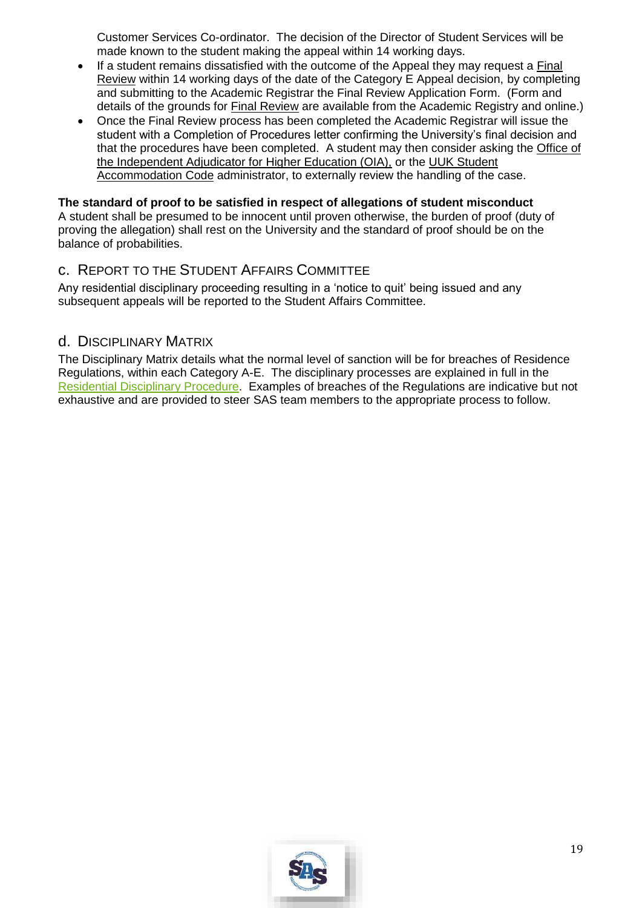Customer Services Co-ordinator. The decision of the Director of Student Services will be made known to the student making the appeal within 14 working days.

- If a student remains dissatisfied with the outcome of the Appeal they may request a Final Review within 14 working days of the date of the Category E Appeal decision, by completing and submitting to the Academic Registrar the Final Review Application Form. (Form and details of the grounds for Final Review are available from the Academic Registry and online.)
- Once the Final Review process has been completed the Academic Registrar will issue the student with a Completion of Procedures letter confirming the University's final decision and that the procedures have been completed. A student may then consider asking the Office of the Independent Adjudicator for Higher Education (OIA), or the UUK Student Accommodation Code administrator, to externally review the handling of the case.

**The standard of proof to be satisfied in respect of allegations of student misconduct**

A student shall be presumed to be innocent until proven otherwise, the burden of proof (duty of proving the allegation) shall rest on the University and the standard of proof should be on the balance of probabilities.

## c. Report to the Student Affairs Committee

Any residential disciplinary proceeding resulting in a 'notice to quit' being issued and any subsequent appeals will be reported to the Student Affairs Committee.

## d. Disciplinary Matrix

The Disciplinary Matrix details what the normal level of sanction will be for breaches of Residence Regulations, within each Category A-E. The disciplinary processes are explained in full in the Residential Disciplinary Procedure. Examples of breaches of the Regulations are indicative but not exhaustive and are provided to steer SAS team members to the appropriate process to follow.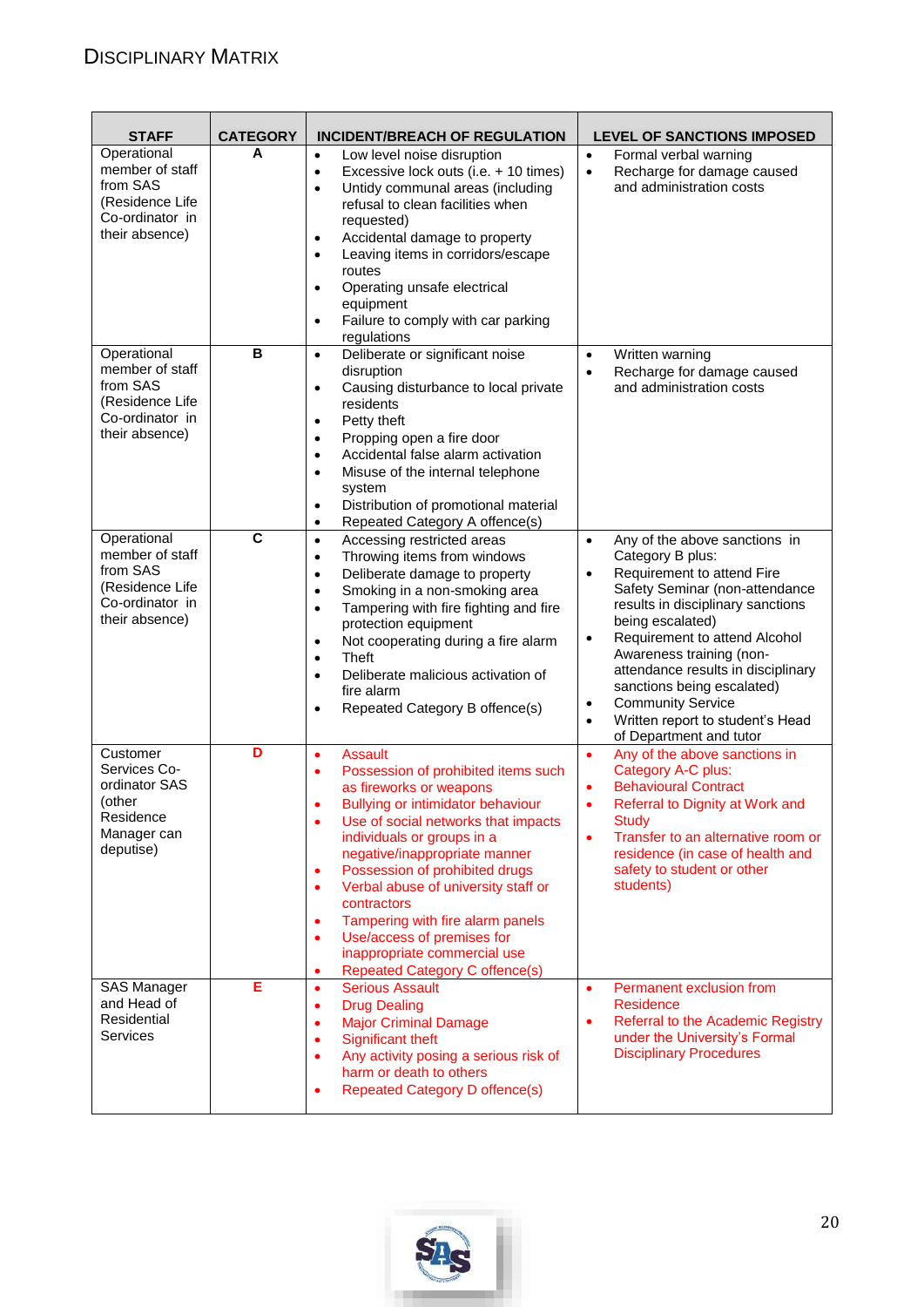# Disciplinary Matrix

| STAFF | CATEGORY | INCIDENT/BREACH OF REGULATION | LEVEL OF SANCTIONS IMPOSED |
|---|---|---|---|
| Operational member of staff from SAS (Residence Life Co-ordinator in their absence) | A | • Low level noise disruption<br>• Excessive lock outs (i.e. + 10 times)<br>• Untidy communal areas (including refusal to clean facilities when requested)<br>• Accidental damage to property<br>• Leaving items in corridors/escape routes<br>• Operating unsafe electrical equipment<br>• Failure to comply with car parking regulations | • Formal verbal warning<br>• Recharge for damage caused and administration costs |
| Operational member of staff from SAS (Residence Life Co-ordinator in their absence) | B | • Deliberate or significant noise disruption<br>• Causing disturbance to local private residents<br>• Petty theft<br>• Propping open a fire door<br>• Accidental false alarm activation<br>• Misuse of the internal telephone system<br>• Distribution of promotional material<br>• Repeated Category A offence(s) | • Written warning<br>• Recharge for damage caused and administration costs |
| Operational member of staff from SAS (Residence Life Co-ordinator in their absence) | C | • Accessing restricted areas<br>• Throwing items from windows<br>• Deliberate damage to property<br>• Smoking in a non-smoking area<br>• Tampering with fire fighting and fire protection equipment<br>• Not cooperating during a fire alarm<br>• Theft<br>• Deliberate malicious activation of fire alarm<br>• Repeated Category B offence(s) | • Any of the above sanctions in Category B plus:<br>• Requirement to attend Fire Safety Seminar (non-attendance results in disciplinary sanctions being escalated)<br>• Requirement to attend Alcohol Awareness training (non-attendance results in disciplinary sanctions being escalated)<br>• Community Service<br>• Written report to student's Head of Department and tutor |
| Customer Services Co-ordinator SAS (other Residence Manager can deputise) | D | • Assault<br>• Possession of prohibited items such as fireworks or weapons<br>• Bullying or intimidator behaviour<br>• Use of social networks that impacts individuals or groups in a negative/inappropriate manner<br>• Possession of prohibited drugs<br>• Verbal abuse of university staff or contractors<br>• Tampering with fire alarm panels<br>• Use/access of premises for inappropriate commercial use<br>• Repeated Category C offence(s) | • Any of the above sanctions in Category A-C plus:<br>• Behavioural Contract<br>• Referral to Dignity at Work and Study<br>• Transfer to an alternative room or residence (in case of health and safety to student or other students) |
| SAS Manager and Head of Residential Services | E | • Serious Assault<br>• Drug Dealing<br>• Major Criminal Damage<br>• Significant theft<br>• Any activity posing a serious risk of harm or death to others<br>• Repeated Category D offence(s) | • Permanent exclusion from Residence<br>• Referral to the Academic Registry under the University's Formal Disciplinary Procedures |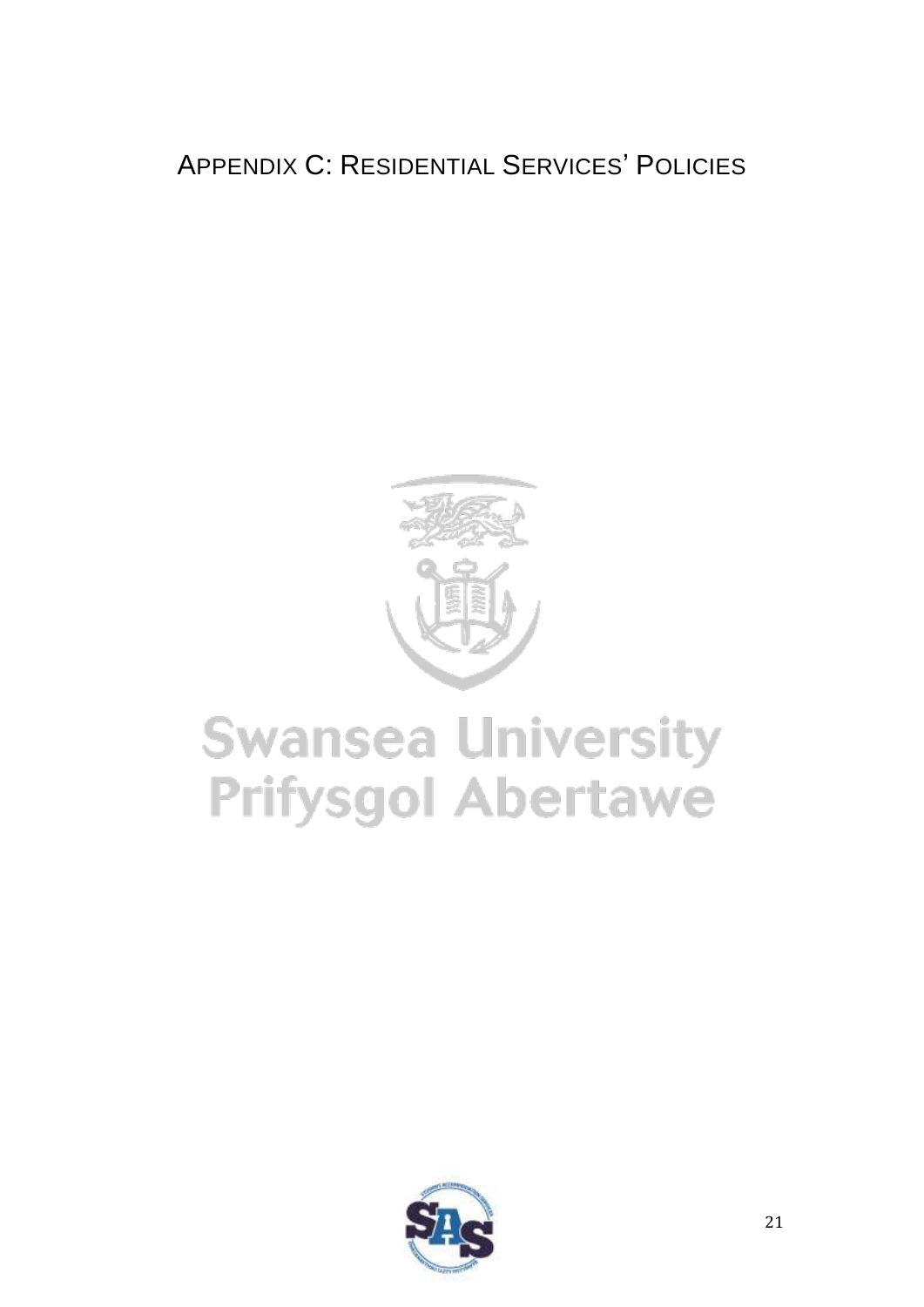# Appendix C: Residential Services' Policies

Swansea University
Prifysgol Abertawe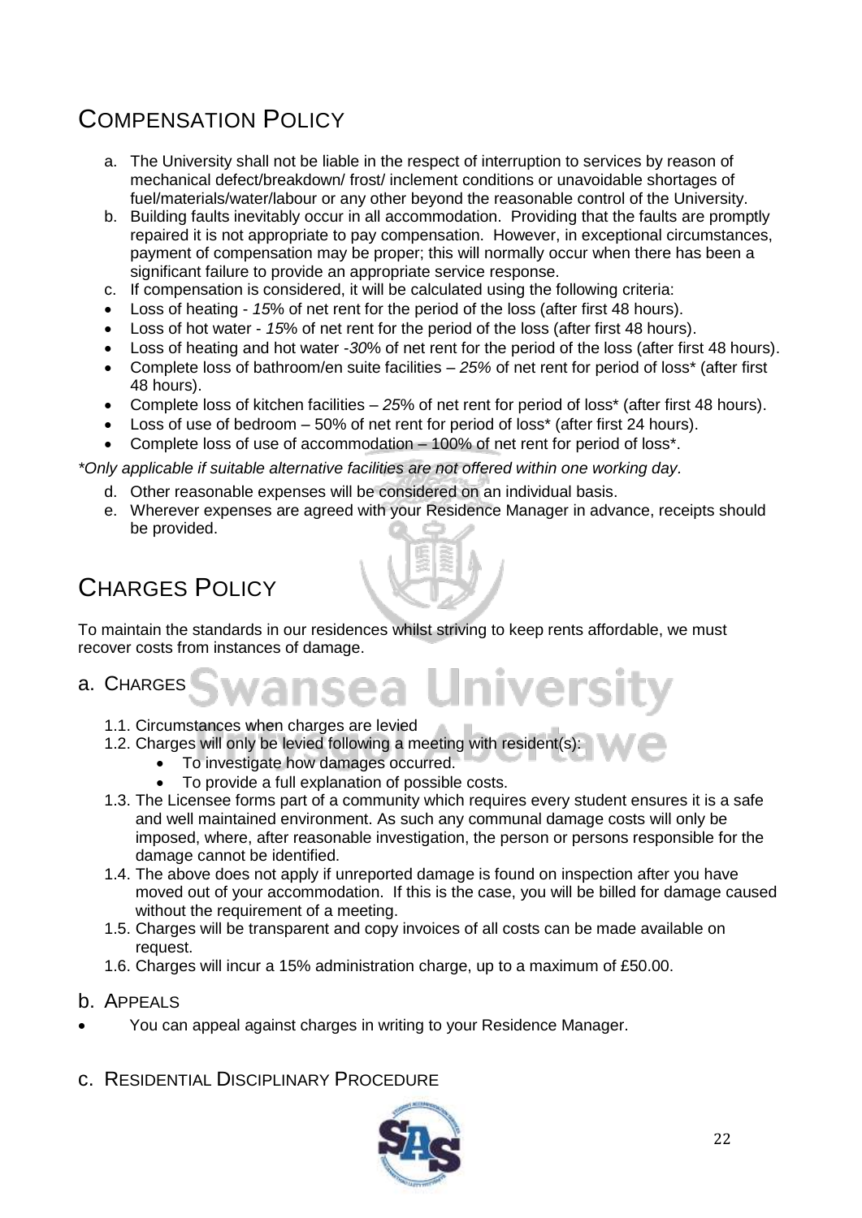## Compensation Policy

a. The University shall not be liable in the respect of interruption to services by reason of mechanical defect/breakdown/ frost/ inclement conditions or unavoidable shortages of fuel/materials/water/labour or any other beyond the reasonable control of the University.

b. Building faults inevitably occur in all accommodation. Providing that the faults are promptly repaired it is not appropriate to pay compensation. However, in exceptional circumstances, payment of compensation may be proper; this will normally occur when there has been a significant failure to provide an appropriate service response.

c. If compensation is considered, it will be calculated using the following criteria:

- Loss of heating - *15*% of net rent for the period of the loss (after first 48 hours).
- Loss of hot water - *15*% of net rent for the period of the loss (after first 48 hours).
- Loss of heating and hot water -*30*% of net rent for the period of the loss (after first 48 hours).
- Complete loss of bathroom/en suite facilities – *25%* of net rent for period of loss* (after first 48 hours).
- Complete loss of kitchen facilities – *25*% of net rent for period of loss* (after first 48 hours).
- Loss of use of bedroom – 50% of net rent for period of loss* (after first 24 hours).
- Complete loss of use of accommodation – 100% of net rent for period of loss*.

*\*Only applicable if suitable alternative facilities are not offered within one working day.*

d. Other reasonable expenses will be considered on an individual basis.

e. Wherever expenses are agreed with your Residence Manager in advance, receipts should be provided.

## Charges Policy

To maintain the standards in our residences whilst striving to keep rents affordable, we must recover costs from instances of damage.

### a. Charges

1.1. Circumstances when charges are levied

1.2. Charges will only be levied following a meeting with resident(s):

- To investigate how damages occurred.
- To provide a full explanation of possible costs.

1.3. The Licensee forms part of a community which requires every student ensures it is a safe and well maintained environment. As such any communal damage costs will only be imposed, where, after reasonable investigation, the person or persons responsible for the damage cannot be identified.

1.4. The above does not apply if unreported damage is found on inspection after you have moved out of your accommodation. If this is the case, you will be billed for damage caused without the requirement of a meeting.

1.5. Charges will be transparent and copy invoices of all costs can be made available on request.

1.6. Charges will incur a 15% administration charge, up to a maximum of £50.00.

### b. Appeals

- You can appeal against charges in writing to your Residence Manager.

### c. Residential Disciplinary Procedure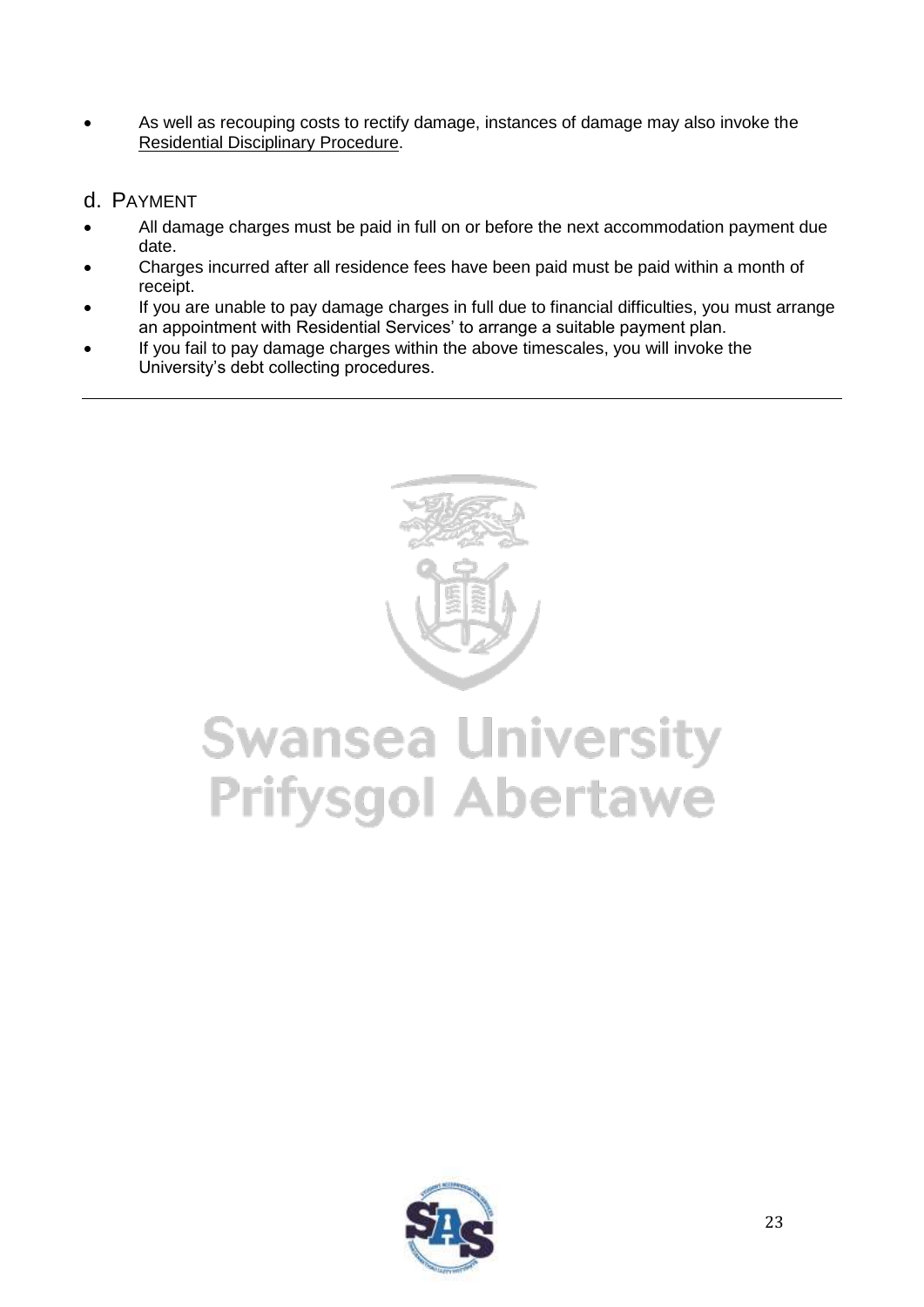- As well as recouping costs to rectify damage, instances of damage may also invoke the Residential Disciplinary Procedure.

## d. PAYMENT

- All damage charges must be paid in full on or before the next accommodation payment due date.
- Charges incurred after all residence fees have been paid must be paid within a month of receipt.
- If you are unable to pay damage charges in full due to financial difficulties, you must arrange an appointment with Residential Services' to arrange a suitable payment plan.
- If you fail to pay damage charges within the above timescales, you will invoke the University's debt collecting procedures.

---

Swansea University
Prifysgol Abertawe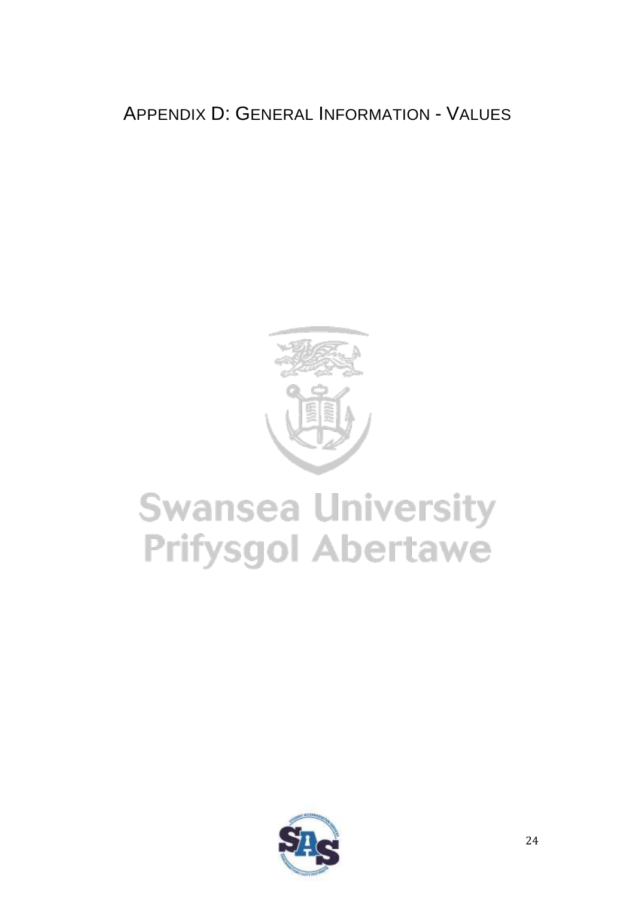# APPENDIX D: GENERAL INFORMATION - VALUES

Swansea University
Prifysgol Abertawe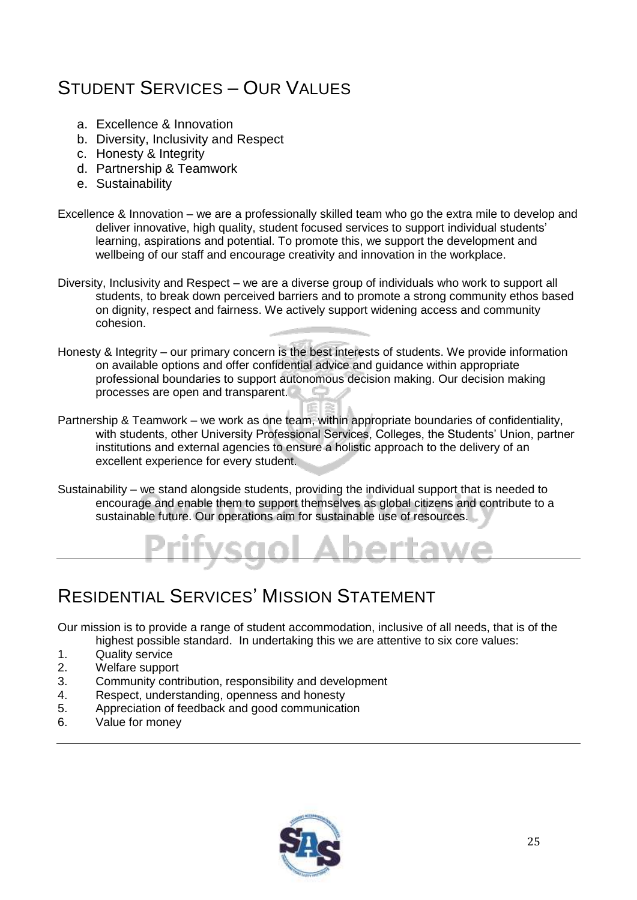## STUDENT SERVICES – OUR VALUES

a. Excellence & Innovation
b. Diversity, Inclusivity and Respect
c. Honesty & Integrity
d. Partnership & Teamwork
e. Sustainability

Excellence & Innovation – we are a professionally skilled team who go the extra mile to develop and deliver innovative, high quality, student focused services to support individual students' learning, aspirations and potential. To promote this, we support the development and wellbeing of our staff and encourage creativity and innovation in the workplace.

Diversity, Inclusivity and Respect – we are a diverse group of individuals who work to support all students, to break down perceived barriers and to promote a strong community ethos based on dignity, respect and fairness. We actively support widening access and community cohesion.

Honesty & Integrity – our primary concern is the best interests of students. We provide information on available options and offer confidential advice and guidance within appropriate professional boundaries to support autonomous decision making. Our decision making processes are open and transparent.

Partnership & Teamwork – we work as one team, within appropriate boundaries of confidentiality, with students, other University Professional Services, Colleges, the Students' Union, partner institutions and external agencies to ensure a holistic approach to the delivery of an excellent experience for every student.

Sustainability – we stand alongside students, providing the individual support that is needed to encourage and enable them to support themselves as global citizens and contribute to a sustainable future. Our operations aim for sustainable use of resources.

---

## RESIDENTIAL SERVICES' MISSION STATEMENT

Our mission is to provide a range of student accommodation, inclusive of all needs, that is of the highest possible standard. In undertaking this we are attentive to six core values:

1. Quality service
2. Welfare support
3. Community contribution, responsibility and development
4. Respect, understanding, openness and honesty
5. Appreciation of feedback and good communication
6. Value for money

---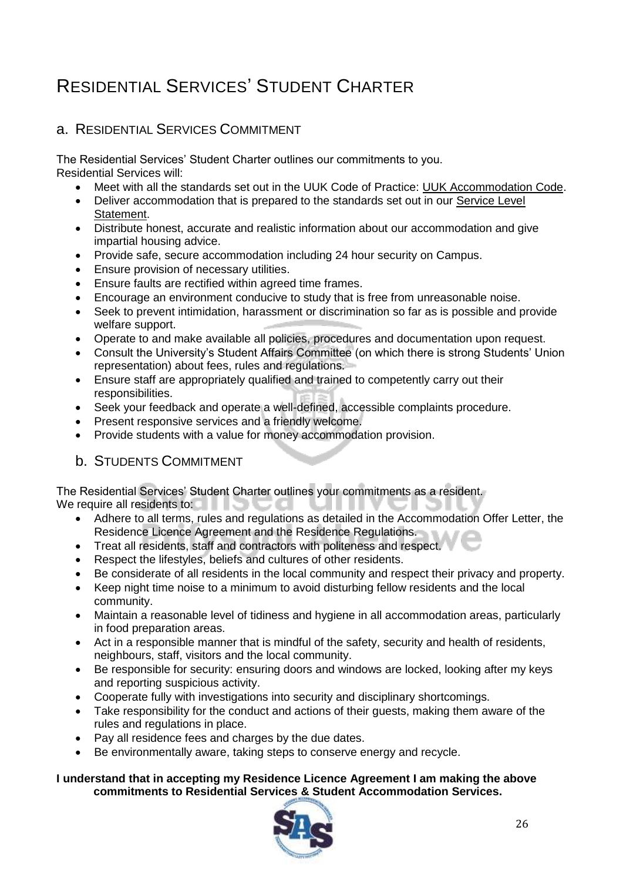# Residential Services' Student Charter

## a. Residential Services Commitment

The Residential Services' Student Charter outlines our commitments to you.
Residential Services will:

- Meet with all the standards set out in the UUK Code of Practice: UUK Accommodation Code.
- Deliver accommodation that is prepared to the standards set out in our Service Level Statement.
- Distribute honest, accurate and realistic information about our accommodation and give impartial housing advice.
- Provide safe, secure accommodation including 24 hour security on Campus.
- Ensure provision of necessary utilities.
- Ensure faults are rectified within agreed time frames.
- Encourage an environment conducive to study that is free from unreasonable noise.
- Seek to prevent intimidation, harassment or discrimination so far as is possible and provide welfare support.
- Operate to and make available all policies, procedures and documentation upon request.
- Consult the University's Student Affairs Committee (on which there is strong Students' Union representation) about fees, rules and regulations.
- Ensure staff are appropriately qualified and trained to competently carry out their responsibilities.
- Seek your feedback and operate a well-defined, accessible complaints procedure.
- Present responsive services and a friendly welcome.
- Provide students with a value for money accommodation provision.

## b. Students Commitment

The Residential Services' Student Charter outlines your commitments as a resident.
We require all residents to:

- Adhere to all terms, rules and regulations as detailed in the Accommodation Offer Letter, the Residence Licence Agreement and the Residence Regulations.
- Treat all residents, staff and contractors with politeness and respect.
- Respect the lifestyles, beliefs and cultures of other residents.
- Be considerate of all residents in the local community and respect their privacy and property.
- Keep night time noise to a minimum to avoid disturbing fellow residents and the local community.
- Maintain a reasonable level of tidiness and hygiene in all accommodation areas, particularly in food preparation areas.
- Act in a responsible manner that is mindful of the safety, security and health of residents, neighbours, staff, visitors and the local community.
- Be responsible for security: ensuring doors and windows are locked, looking after my keys and reporting suspicious activity.
- Cooperate fully with investigations into security and disciplinary shortcomings.
- Take responsibility for the conduct and actions of their guests, making them aware of the rules and regulations in place.
- Pay all residence fees and charges by the due dates.
- Be environmentally aware, taking steps to conserve energy and recycle.

**I understand that in accepting my Residence Licence Agreement I am making the above commitments to Residential Services & Student Accommodation Services.**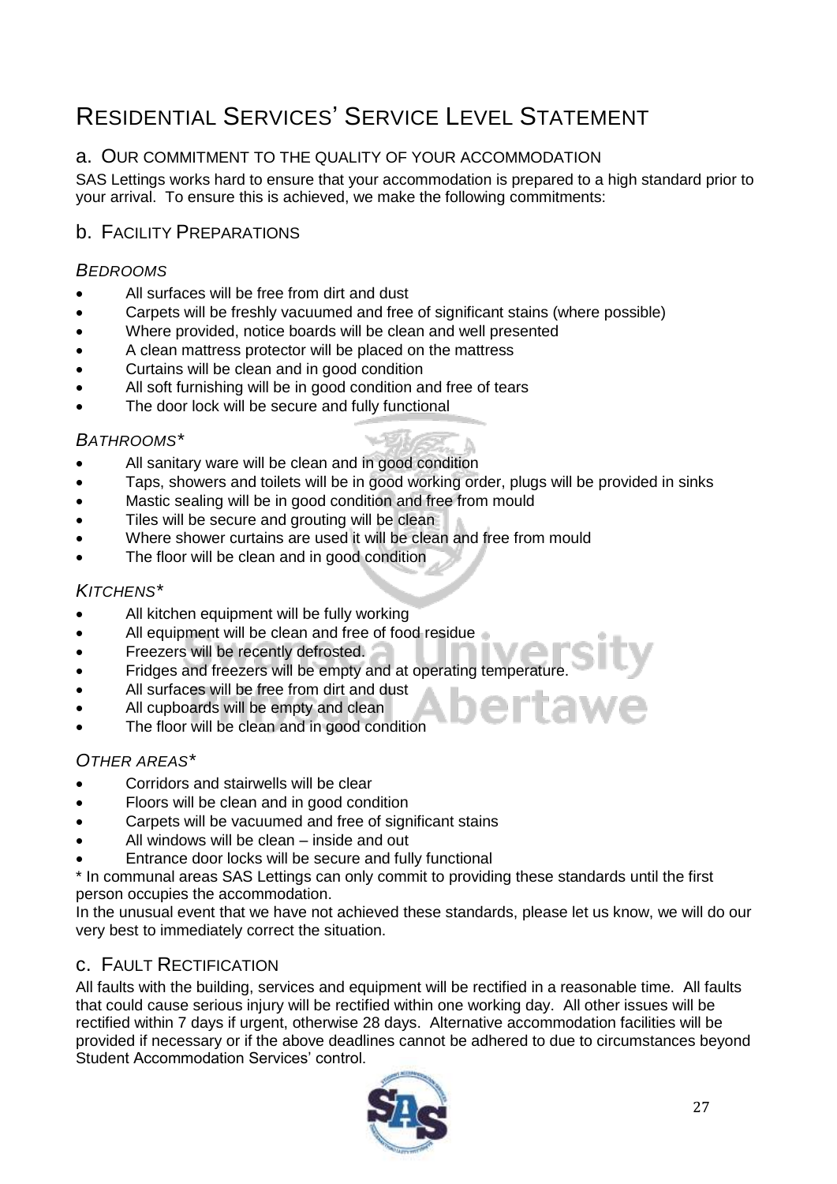# Residential Services' Service Level Statement

## a. Our commitment to the quality of your accommodation

SAS Lettings works hard to ensure that your accommodation is prepared to a high standard prior to your arrival. To ensure this is achieved, we make the following commitments:

## b. Facility Preparations

### *Bedrooms*

- All surfaces will be free from dirt and dust
- Carpets will be freshly vacuumed and free of significant stains (where possible)
- Where provided, notice boards will be clean and well presented
- A clean mattress protector will be placed on the mattress
- Curtains will be clean and in good condition
- All soft furnishing will be in good condition and free of tears
- The door lock will be secure and fully functional

### *Bathrooms**

- All sanitary ware will be clean and in good condition
- Taps, showers and toilets will be in good working order, plugs will be provided in sinks
- Mastic sealing will be in good condition and free from mould
- Tiles will be secure and grouting will be clean
- Where shower curtains are used it will be clean and free from mould
- The floor will be clean and in good condition

### *Kitchens**

- All kitchen equipment will be fully working
- All equipment will be clean and free of food residue
- Freezers will be recently defrosted.
- Fridges and freezers will be empty and at operating temperature.
- All surfaces will be free from dirt and dust
- All cupboards will be empty and clean
- The floor will be clean and in good condition

### *Other areas**

- Corridors and stairwells will be clear
- Floors will be clean and in good condition
- Carpets will be vacuumed and free of significant stains
- All windows will be clean – inside and out
- Entrance door locks will be secure and fully functional

\* In communal areas SAS Lettings can only commit to providing these standards until the first person occupies the accommodation.

In the unusual event that we have not achieved these standards, please let us know, we will do our very best to immediately correct the situation.

## c. Fault Rectification

All faults with the building, services and equipment will be rectified in a reasonable time. All faults that could cause serious injury will be rectified within one working day. All other issues will be rectified within 7 days if urgent, otherwise 28 days. Alternative accommodation facilities will be provided if necessary or if the above deadlines cannot be adhered to due to circumstances beyond Student Accommodation Services' control.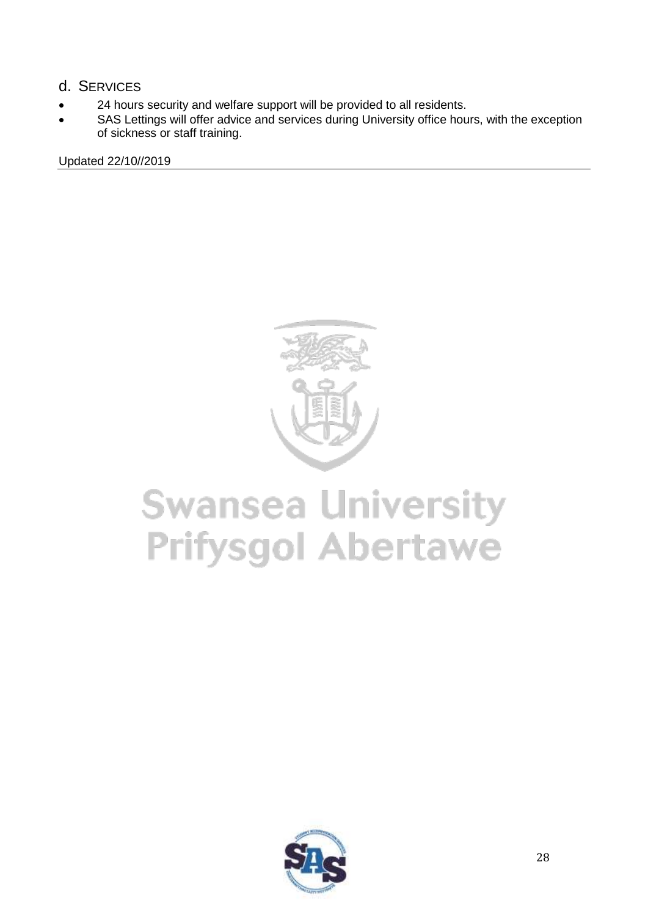## d. SERVICES

- 24 hours security and welfare support will be provided to all residents.
- SAS Lettings will offer advice and services during University office hours, with the exception of sickness or staff training.

Updated 22/10//2019

Swansea University
Prifysgol Abertawe